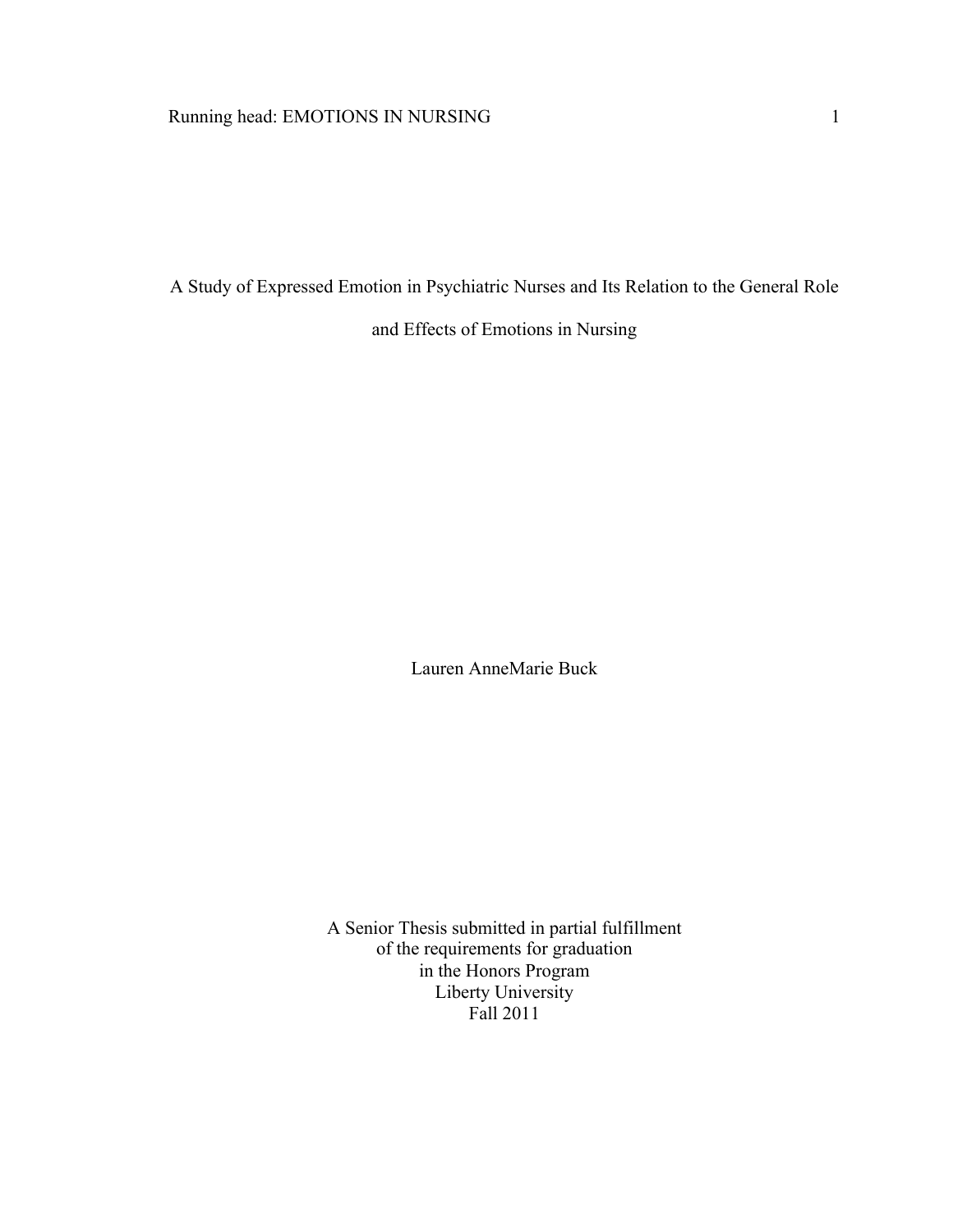# A Study of Expressed Emotion in Psychiatric Nurses and Its Relation to the General Role and Effects of Emotions in Nursing

Lauren AnneMarie Buck

A Senior Thesis submitted in partial fulfillment
of the requirements for graduation
in the Honors Program
Liberty University
Fall 2011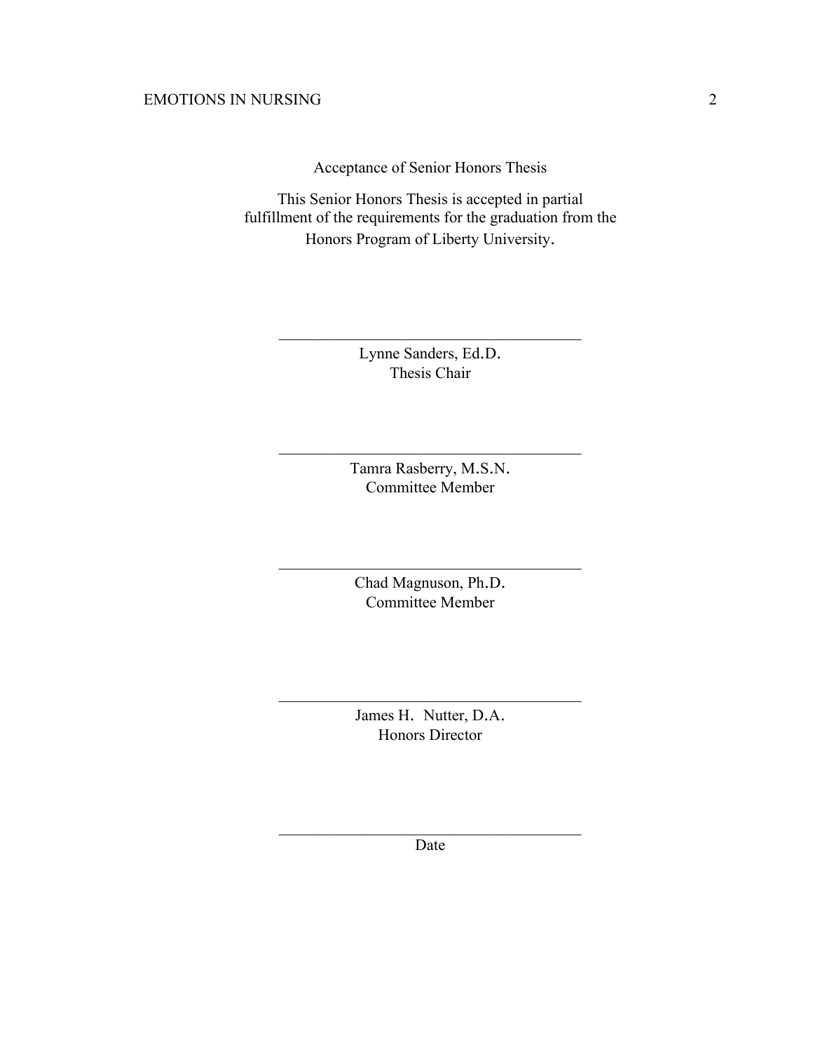Acceptance of Senior Honors Thesis

This Senior Honors Thesis is accepted in partial fulfillment of the requirements for the graduation from the Honors Program of Liberty University.

______________________________
Lynne Sanders, Ed.D.
Thesis Chair

______________________________
Tamra Rasberry, M.S.N.
Committee Member

______________________________
Chad Magnuson, Ph.D.
Committee Member

______________________________
James H. Nutter, D.A.
Honors Director

______________________________
Date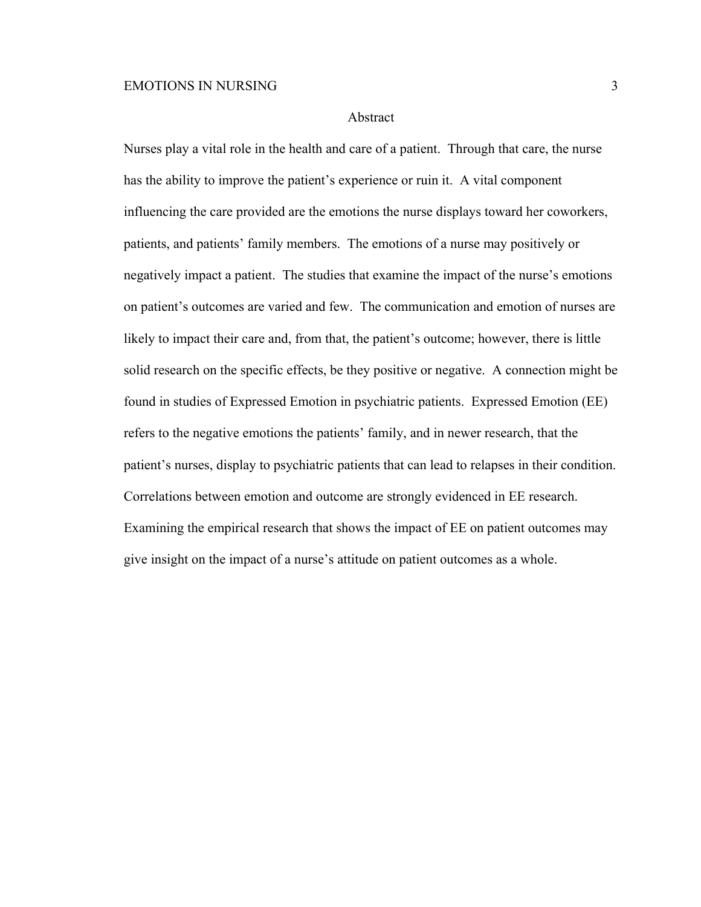# Abstract

Nurses play a vital role in the health and care of a patient. Through that care, the nurse has the ability to improve the patient's experience or ruin it. A vital component influencing the care provided are the emotions the nurse displays toward her coworkers, patients, and patients' family members. The emotions of a nurse may positively or negatively impact a patient. The studies that examine the impact of the nurse's emotions on patient's outcomes are varied and few. The communication and emotion of nurses are likely to impact their care and, from that, the patient's outcome; however, there is little solid research on the specific effects, be they positive or negative. A connection might be found in studies of Expressed Emotion in psychiatric patients. Expressed Emotion (EE) refers to the negative emotions the patients' family, and in newer research, that the patient's nurses, display to psychiatric patients that can lead to relapses in their condition. Correlations between emotion and outcome are strongly evidenced in EE research. Examining the empirical research that shows the impact of EE on patient outcomes may give insight on the impact of a nurse's attitude on patient outcomes as a whole.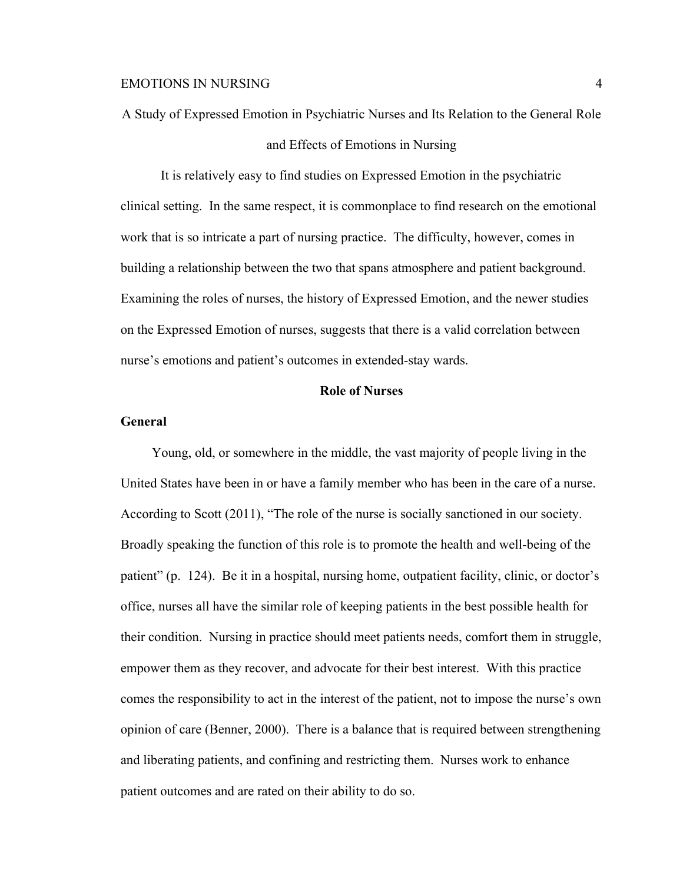# A Study of Expressed Emotion in Psychiatric Nurses and Its Relation to the General Role and Effects of Emotions in Nursing

It is relatively easy to find studies on Expressed Emotion in the psychiatric clinical setting. In the same respect, it is commonplace to find research on the emotional work that is so intricate a part of nursing practice. The difficulty, however, comes in building a relationship between the two that spans atmosphere and patient background. Examining the roles of nurses, the history of Expressed Emotion, and the newer studies on the Expressed Emotion of nurses, suggests that there is a valid correlation between nurse's emotions and patient's outcomes in extended-stay wards.

## Role of Nurses

### General

Young, old, or somewhere in the middle, the vast majority of people living in the United States have been in or have a family member who has been in the care of a nurse. According to Scott (2011), "The role of the nurse is socially sanctioned in our society. Broadly speaking the function of this role is to promote the health and well-being of the patient" (p. 124). Be it in a hospital, nursing home, outpatient facility, clinic, or doctor's office, nurses all have the similar role of keeping patients in the best possible health for their condition. Nursing in practice should meet patients needs, comfort them in struggle, empower them as they recover, and advocate for their best interest. With this practice comes the responsibility to act in the interest of the patient, not to impose the nurse's own opinion of care (Benner, 2000). There is a balance that is required between strengthening and liberating patients, and confining and restricting them. Nurses work to enhance patient outcomes and are rated on their ability to do so.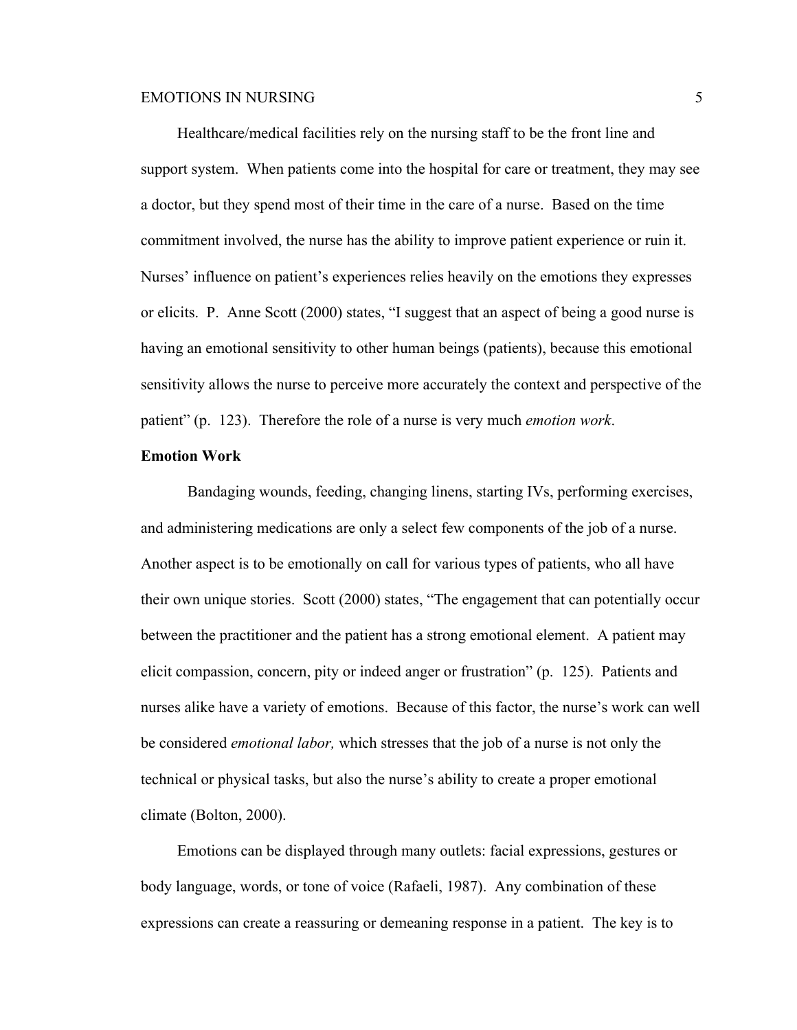Healthcare/medical facilities rely on the nursing staff to be the front line and support system. When patients come into the hospital for care or treatment, they may see a doctor, but they spend most of their time in the care of a nurse. Based on the time commitment involved, the nurse has the ability to improve patient experience or ruin it. Nurses' influence on patient's experiences relies heavily on the emotions they expresses or elicits. P. Anne Scott (2000) states, "I suggest that an aspect of being a good nurse is having an emotional sensitivity to other human beings (patients), because this emotional sensitivity allows the nurse to perceive more accurately the context and perspective of the patient" (p. 123). Therefore the role of a nurse is very much *emotion work*.

**Emotion Work**

Bandaging wounds, feeding, changing linens, starting IVs, performing exercises, and administering medications are only a select few components of the job of a nurse. Another aspect is to be emotionally on call for various types of patients, who all have their own unique stories. Scott (2000) states, "The engagement that can potentially occur between the practitioner and the patient has a strong emotional element. A patient may elicit compassion, concern, pity or indeed anger or frustration" (p. 125). Patients and nurses alike have a variety of emotions. Because of this factor, the nurse's work can well be considered *emotional labor,* which stresses that the job of a nurse is not only the technical or physical tasks, but also the nurse's ability to create a proper emotional climate (Bolton, 2000).

Emotions can be displayed through many outlets: facial expressions, gestures or body language, words, or tone of voice (Rafaeli, 1987). Any combination of these expressions can create a reassuring or demeaning response in a patient. The key is to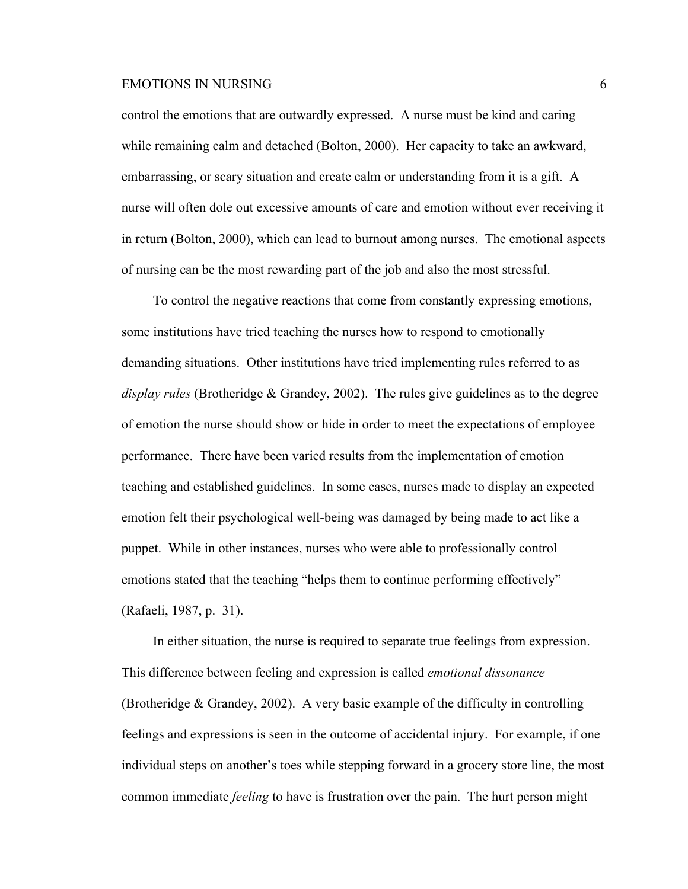control the emotions that are outwardly expressed. A nurse must be kind and caring while remaining calm and detached (Bolton, 2000). Her capacity to take an awkward, embarrassing, or scary situation and create calm or understanding from it is a gift. A nurse will often dole out excessive amounts of care and emotion without ever receiving it in return (Bolton, 2000), which can lead to burnout among nurses. The emotional aspects of nursing can be the most rewarding part of the job and also the most stressful.

To control the negative reactions that come from constantly expressing emotions, some institutions have tried teaching the nurses how to respond to emotionally demanding situations. Other institutions have tried implementing rules referred to as *display rules* (Brotheridge & Grandey, 2002). The rules give guidelines as to the degree of emotion the nurse should show or hide in order to meet the expectations of employee performance. There have been varied results from the implementation of emotion teaching and established guidelines. In some cases, nurses made to display an expected emotion felt their psychological well-being was damaged by being made to act like a puppet. While in other instances, nurses who were able to professionally control emotions stated that the teaching "helps them to continue performing effectively" (Rafaeli, 1987, p. 31).

In either situation, the nurse is required to separate true feelings from expression. This difference between feeling and expression is called *emotional dissonance* (Brotheridge & Grandey, 2002). A very basic example of the difficulty in controlling feelings and expressions is seen in the outcome of accidental injury. For example, if one individual steps on another's toes while stepping forward in a grocery store line, the most common immediate *feeling* to have is frustration over the pain. The hurt person might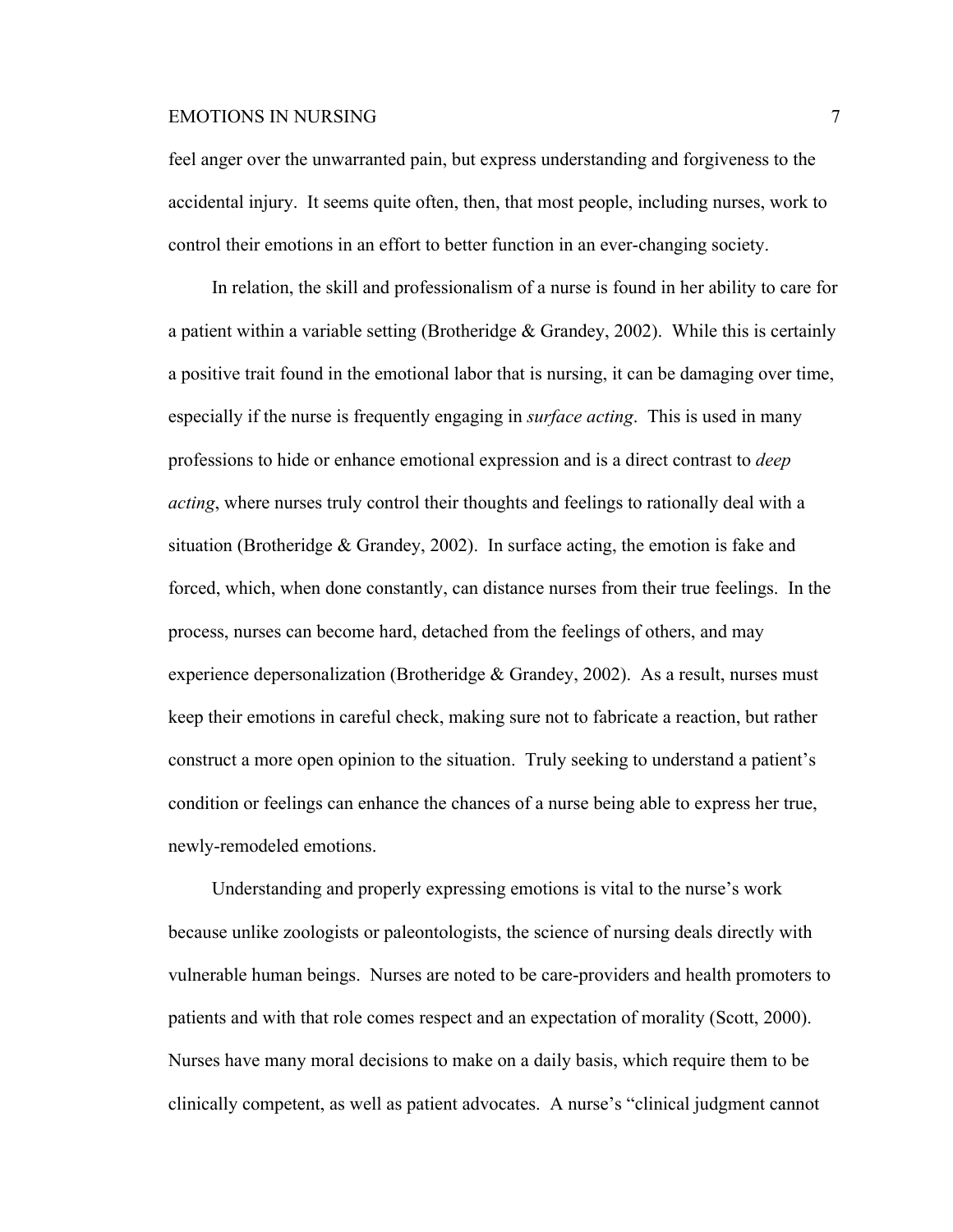feel anger over the unwarranted pain, but express understanding and forgiveness to the accidental injury. It seems quite often, then, that most people, including nurses, work to control their emotions in an effort to better function in an ever-changing society.

In relation, the skill and professionalism of a nurse is found in her ability to care for a patient within a variable setting (Brotheridge & Grandey, 2002). While this is certainly a positive trait found in the emotional labor that is nursing, it can be damaging over time, especially if the nurse is frequently engaging in *surface acting*. This is used in many professions to hide or enhance emotional expression and is a direct contrast to *deep acting*, where nurses truly control their thoughts and feelings to rationally deal with a situation (Brotheridge & Grandey, 2002). In surface acting, the emotion is fake and forced, which, when done constantly, can distance nurses from their true feelings. In the process, nurses can become hard, detached from the feelings of others, and may experience depersonalization (Brotheridge & Grandey, 2002). As a result, nurses must keep their emotions in careful check, making sure not to fabricate a reaction, but rather construct a more open opinion to the situation. Truly seeking to understand a patient's condition or feelings can enhance the chances of a nurse being able to express her true, newly-remodeled emotions.

Understanding and properly expressing emotions is vital to the nurse's work because unlike zoologists or paleontologists, the science of nursing deals directly with vulnerable human beings. Nurses are noted to be care-providers and health promoters to patients and with that role comes respect and an expectation of morality (Scott, 2000). Nurses have many moral decisions to make on a daily basis, which require them to be clinically competent, as well as patient advocates. A nurse's "clinical judgment cannot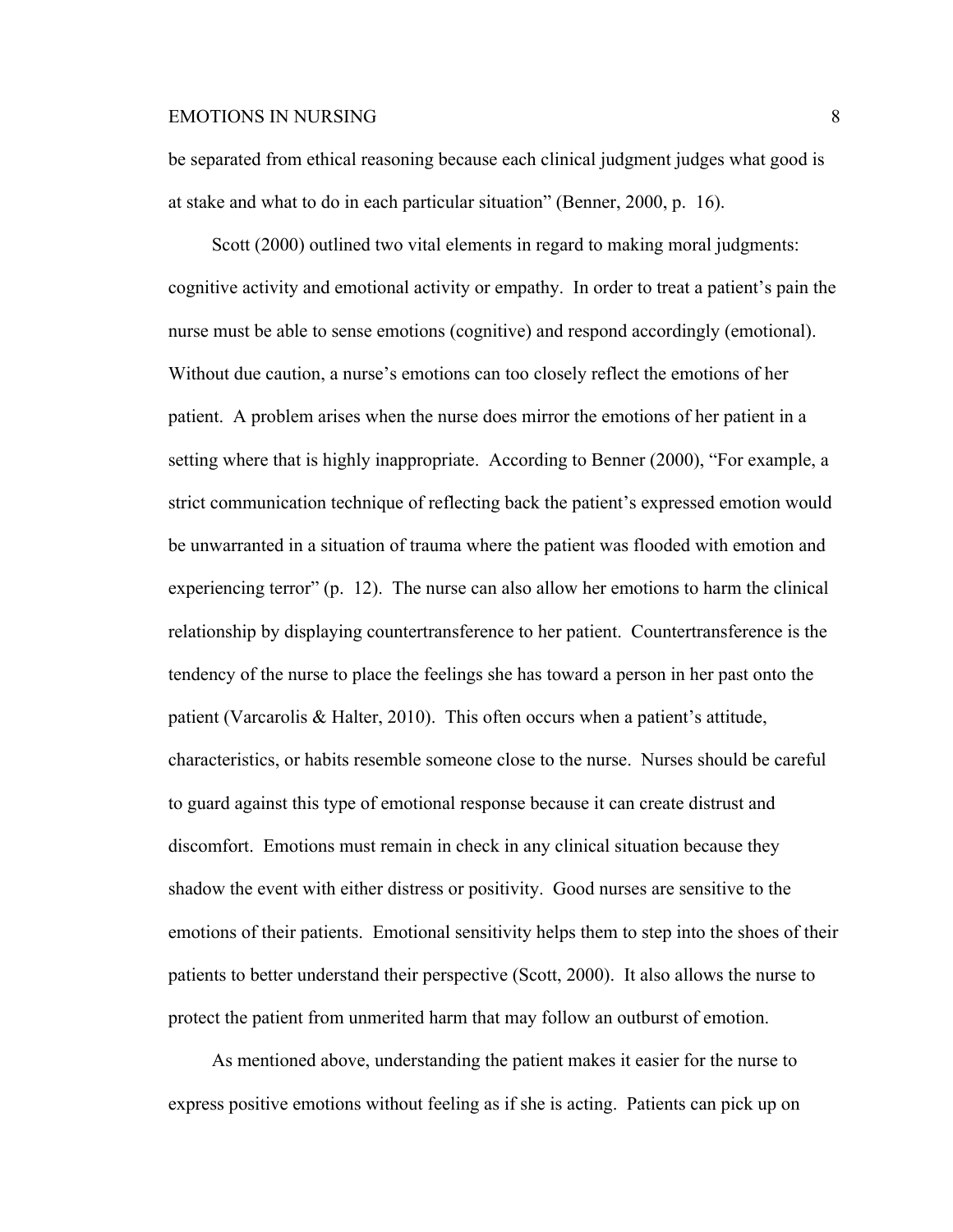be separated from ethical reasoning because each clinical judgment judges what good is at stake and what to do in each particular situation" (Benner, 2000, p. 16).

Scott (2000) outlined two vital elements in regard to making moral judgments: cognitive activity and emotional activity or empathy. In order to treat a patient's pain the nurse must be able to sense emotions (cognitive) and respond accordingly (emotional). Without due caution, a nurse's emotions can too closely reflect the emotions of her patient. A problem arises when the nurse does mirror the emotions of her patient in a setting where that is highly inappropriate. According to Benner (2000), "For example, a strict communication technique of reflecting back the patient's expressed emotion would be unwarranted in a situation of trauma where the patient was flooded with emotion and experiencing terror" (p. 12). The nurse can also allow her emotions to harm the clinical relationship by displaying countertransference to her patient. Countertransference is the tendency of the nurse to place the feelings she has toward a person in her past onto the patient (Varcarolis & Halter, 2010). This often occurs when a patient's attitude, characteristics, or habits resemble someone close to the nurse. Nurses should be careful to guard against this type of emotional response because it can create distrust and discomfort. Emotions must remain in check in any clinical situation because they shadow the event with either distress or positivity. Good nurses are sensitive to the emotions of their patients. Emotional sensitivity helps them to step into the shoes of their patients to better understand their perspective (Scott, 2000). It also allows the nurse to protect the patient from unmerited harm that may follow an outburst of emotion.

As mentioned above, understanding the patient makes it easier for the nurse to express positive emotions without feeling as if she is acting. Patients can pick up on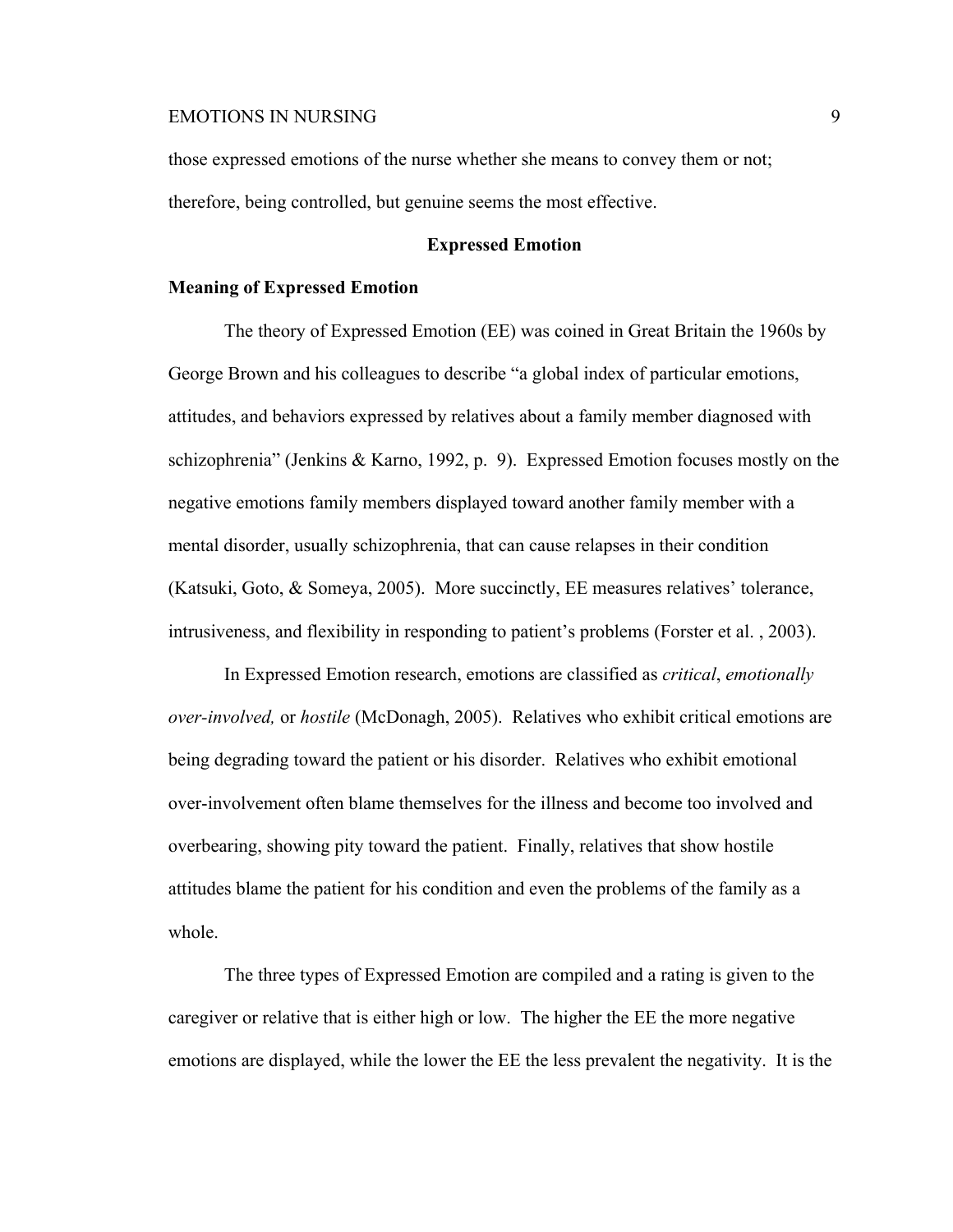those expressed emotions of the nurse whether she means to convey them or not; therefore, being controlled, but genuine seems the most effective.

## Expressed Emotion

### Meaning of Expressed Emotion

The theory of Expressed Emotion (EE) was coined in Great Britain the 1960s by George Brown and his colleagues to describe "a global index of particular emotions, attitudes, and behaviors expressed by relatives about a family member diagnosed with schizophrenia" (Jenkins & Karno, 1992, p. 9). Expressed Emotion focuses mostly on the negative emotions family members displayed toward another family member with a mental disorder, usually schizophrenia, that can cause relapses in their condition (Katsuki, Goto, & Someya, 2005). More succinctly, EE measures relatives' tolerance, intrusiveness, and flexibility in responding to patient's problems (Forster et al. , 2003).

In Expressed Emotion research, emotions are classified as *critical*, *emotionally over-involved,* or *hostile* (McDonagh, 2005). Relatives who exhibit critical emotions are being degrading toward the patient or his disorder. Relatives who exhibit emotional over-involvement often blame themselves for the illness and become too involved and overbearing, showing pity toward the patient. Finally, relatives that show hostile attitudes blame the patient for his condition and even the problems of the family as a whole.

The three types of Expressed Emotion are compiled and a rating is given to the caregiver or relative that is either high or low. The higher the EE the more negative emotions are displayed, while the lower the EE the less prevalent the negativity. It is the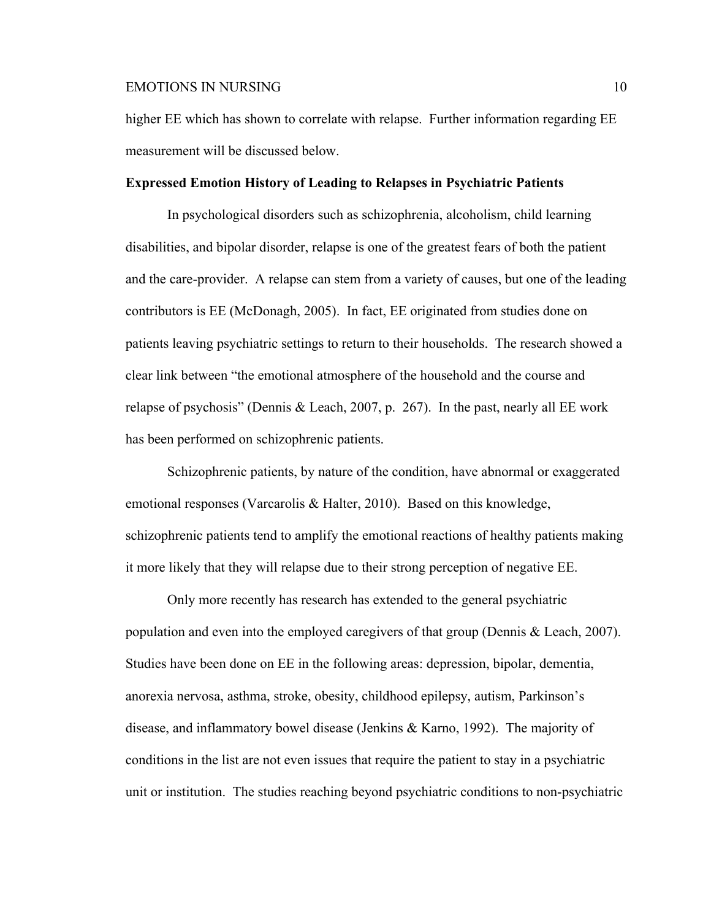higher EE which has shown to correlate with relapse. Further information regarding EE measurement will be discussed below.

**Expressed Emotion History of Leading to Relapses in Psychiatric Patients**

In psychological disorders such as schizophrenia, alcoholism, child learning disabilities, and bipolar disorder, relapse is one of the greatest fears of both the patient and the care-provider. A relapse can stem from a variety of causes, but one of the leading contributors is EE (McDonagh, 2005). In fact, EE originated from studies done on patients leaving psychiatric settings to return to their households. The research showed a clear link between "the emotional atmosphere of the household and the course and relapse of psychosis" (Dennis & Leach, 2007, p. 267). In the past, nearly all EE work has been performed on schizophrenic patients.

Schizophrenic patients, by nature of the condition, have abnormal or exaggerated emotional responses (Varcarolis & Halter, 2010). Based on this knowledge, schizophrenic patients tend to amplify the emotional reactions of healthy patients making it more likely that they will relapse due to their strong perception of negative EE.

Only more recently has research has extended to the general psychiatric population and even into the employed caregivers of that group (Dennis & Leach, 2007). Studies have been done on EE in the following areas: depression, bipolar, dementia, anorexia nervosa, asthma, stroke, obesity, childhood epilepsy, autism, Parkinson's disease, and inflammatory bowel disease (Jenkins & Karno, 1992). The majority of conditions in the list are not even issues that require the patient to stay in a psychiatric unit or institution. The studies reaching beyond psychiatric conditions to non-psychiatric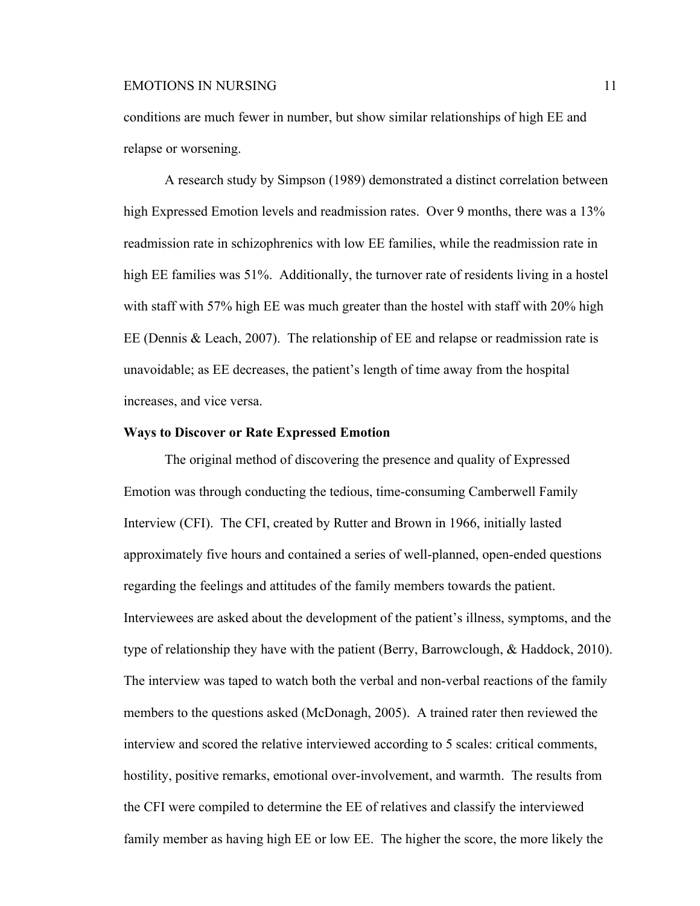conditions are much fewer in number, but show similar relationships of high EE and relapse or worsening.

A research study by Simpson (1989) demonstrated a distinct correlation between high Expressed Emotion levels and readmission rates. Over 9 months, there was a 13% readmission rate in schizophrenics with low EE families, while the readmission rate in high EE families was 51%. Additionally, the turnover rate of residents living in a hostel with staff with 57% high EE was much greater than the hostel with staff with 20% high EE (Dennis & Leach, 2007). The relationship of EE and relapse or readmission rate is unavoidable; as EE decreases, the patient's length of time away from the hospital increases, and vice versa.

**Ways to Discover or Rate Expressed Emotion**

The original method of discovering the presence and quality of Expressed Emotion was through conducting the tedious, time-consuming Camberwell Family Interview (CFI). The CFI, created by Rutter and Brown in 1966, initially lasted approximately five hours and contained a series of well-planned, open-ended questions regarding the feelings and attitudes of the family members towards the patient. Interviewees are asked about the development of the patient's illness, symptoms, and the type of relationship they have with the patient (Berry, Barrowclough, & Haddock, 2010). The interview was taped to watch both the verbal and non-verbal reactions of the family members to the questions asked (McDonagh, 2005). A trained rater then reviewed the interview and scored the relative interviewed according to 5 scales: critical comments, hostility, positive remarks, emotional over-involvement, and warmth. The results from the CFI were compiled to determine the EE of relatives and classify the interviewed family member as having high EE or low EE. The higher the score, the more likely the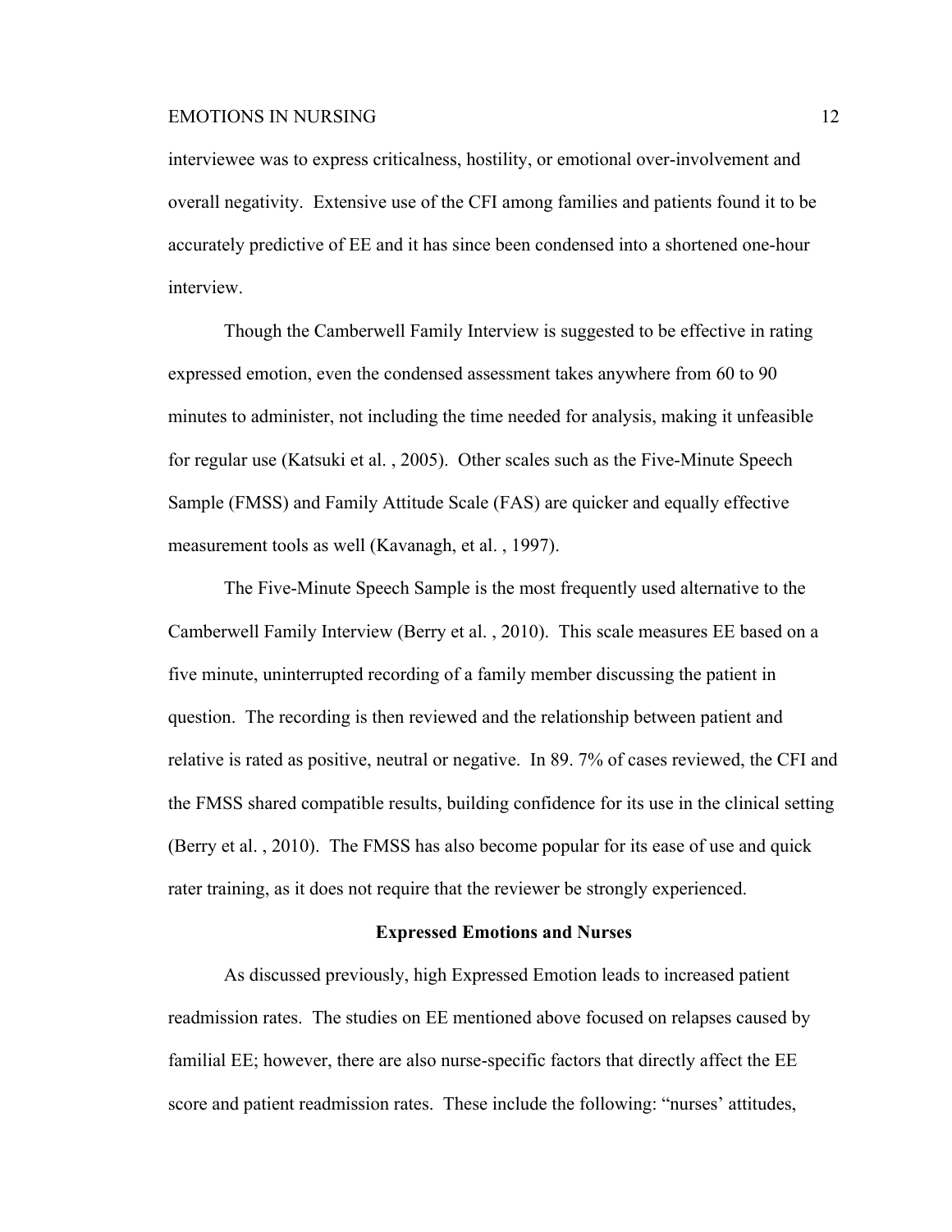interviewee was to express criticalness, hostility, or emotional over-involvement and overall negativity. Extensive use of the CFI among families and patients found it to be accurately predictive of EE and it has since been condensed into a shortened one-hour interview.

Though the Camberwell Family Interview is suggested to be effective in rating expressed emotion, even the condensed assessment takes anywhere from 60 to 90 minutes to administer, not including the time needed for analysis, making it unfeasible for regular use (Katsuki et al. , 2005). Other scales such as the Five-Minute Speech Sample (FMSS) and Family Attitude Scale (FAS) are quicker and equally effective measurement tools as well (Kavanagh, et al. , 1997).

The Five-Minute Speech Sample is the most frequently used alternative to the Camberwell Family Interview (Berry et al. , 2010). This scale measures EE based on a five minute, uninterrupted recording of a family member discussing the patient in question. The recording is then reviewed and the relationship between patient and relative is rated as positive, neutral or negative. In 89. 7% of cases reviewed, the CFI and the FMSS shared compatible results, building confidence for its use in the clinical setting (Berry et al. , 2010). The FMSS has also become popular for its ease of use and quick rater training, as it does not require that the reviewer be strongly experienced.

## Expressed Emotions and Nurses

As discussed previously, high Expressed Emotion leads to increased patient readmission rates. The studies on EE mentioned above focused on relapses caused by familial EE; however, there are also nurse-specific factors that directly affect the EE score and patient readmission rates. These include the following: “nurses’ attitudes,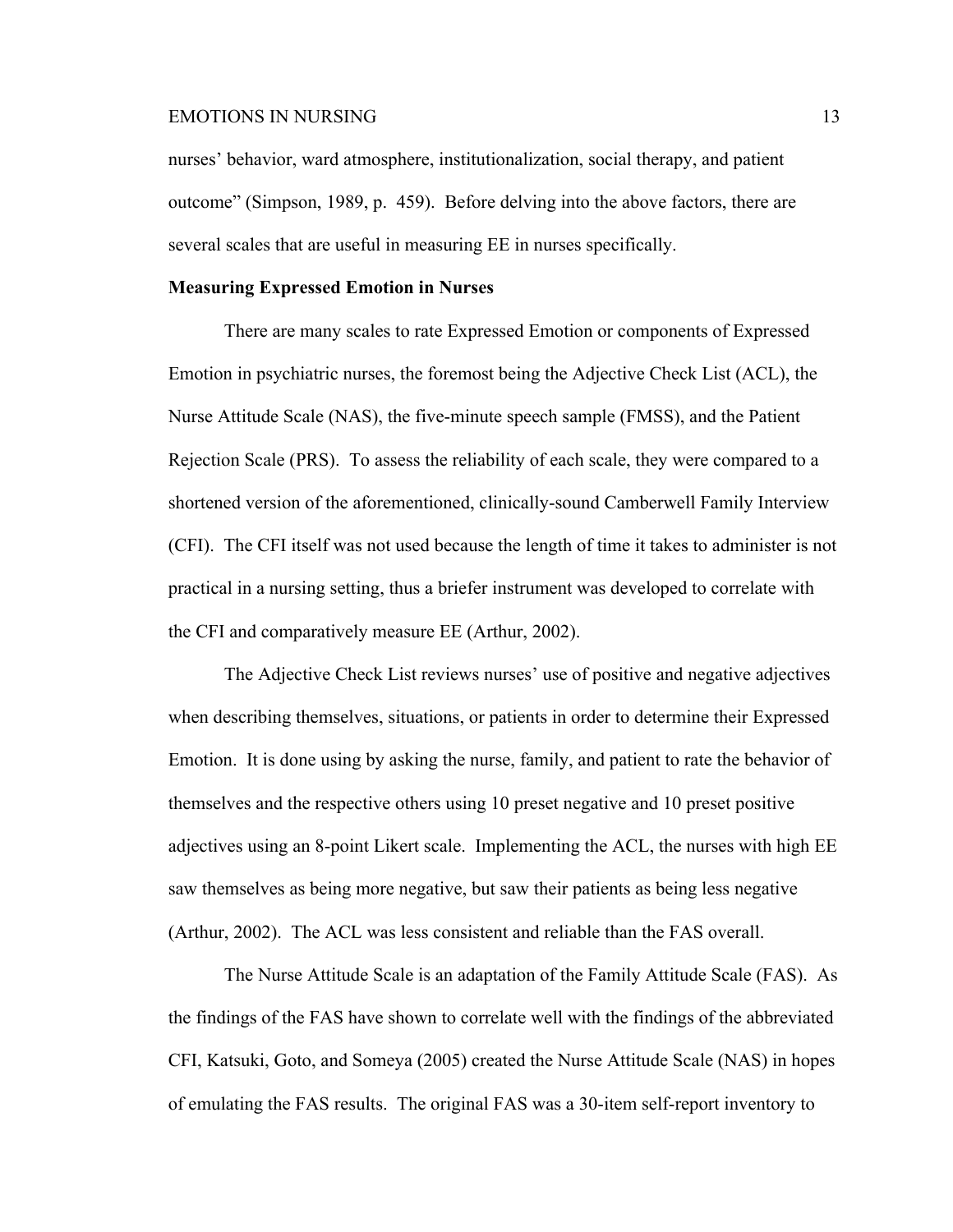nurses' behavior, ward atmosphere, institutionalization, social therapy, and patient outcome" (Simpson, 1989, p. 459). Before delving into the above factors, there are several scales that are useful in measuring EE in nurses specifically.

**Measuring Expressed Emotion in Nurses**

There are many scales to rate Expressed Emotion or components of Expressed Emotion in psychiatric nurses, the foremost being the Adjective Check List (ACL), the Nurse Attitude Scale (NAS), the five-minute speech sample (FMSS), and the Patient Rejection Scale (PRS). To assess the reliability of each scale, they were compared to a shortened version of the aforementioned, clinically-sound Camberwell Family Interview (CFI). The CFI itself was not used because the length of time it takes to administer is not practical in a nursing setting, thus a briefer instrument was developed to correlate with the CFI and comparatively measure EE (Arthur, 2002).

The Adjective Check List reviews nurses' use of positive and negative adjectives when describing themselves, situations, or patients in order to determine their Expressed Emotion. It is done using by asking the nurse, family, and patient to rate the behavior of themselves and the respective others using 10 preset negative and 10 preset positive adjectives using an 8-point Likert scale. Implementing the ACL, the nurses with high EE saw themselves as being more negative, but saw their patients as being less negative (Arthur, 2002). The ACL was less consistent and reliable than the FAS overall.

The Nurse Attitude Scale is an adaptation of the Family Attitude Scale (FAS). As the findings of the FAS have shown to correlate well with the findings of the abbreviated CFI, Katsuki, Goto, and Someya (2005) created the Nurse Attitude Scale (NAS) in hopes of emulating the FAS results. The original FAS was a 30-item self-report inventory to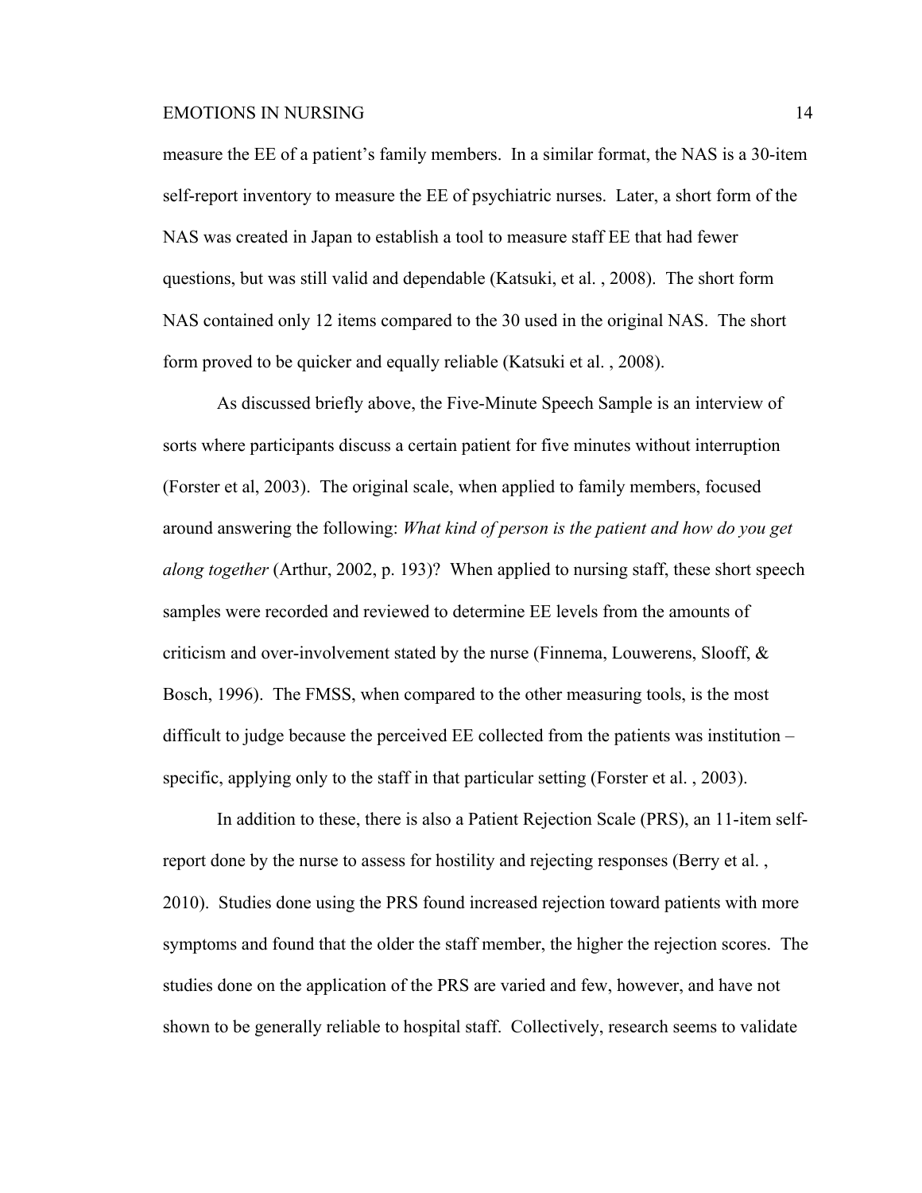measure the EE of a patient's family members. In a similar format, the NAS is a 30-item self-report inventory to measure the EE of psychiatric nurses. Later, a short form of the NAS was created in Japan to establish a tool to measure staff EE that had fewer questions, but was still valid and dependable (Katsuki, et al. , 2008). The short form NAS contained only 12 items compared to the 30 used in the original NAS. The short form proved to be quicker and equally reliable (Katsuki et al. , 2008).

As discussed briefly above, the Five-Minute Speech Sample is an interview of sorts where participants discuss a certain patient for five minutes without interruption (Forster et al, 2003). The original scale, when applied to family members, focused around answering the following: *What kind of person is the patient and how do you get along together* (Arthur, 2002, p. 193)? When applied to nursing staff, these short speech samples were recorded and reviewed to determine EE levels from the amounts of criticism and over-involvement stated by the nurse (Finnema, Louwerens, Slooff, & Bosch, 1996). The FMSS, when compared to the other measuring tools, is the most difficult to judge because the perceived EE collected from the patients was institution – specific, applying only to the staff in that particular setting (Forster et al. , 2003).

In addition to these, there is also a Patient Rejection Scale (PRS), an 11-item self-report done by the nurse to assess for hostility and rejecting responses (Berry et al. , 2010). Studies done using the PRS found increased rejection toward patients with more symptoms and found that the older the staff member, the higher the rejection scores. The studies done on the application of the PRS are varied and few, however, and have not shown to be generally reliable to hospital staff. Collectively, research seems to validate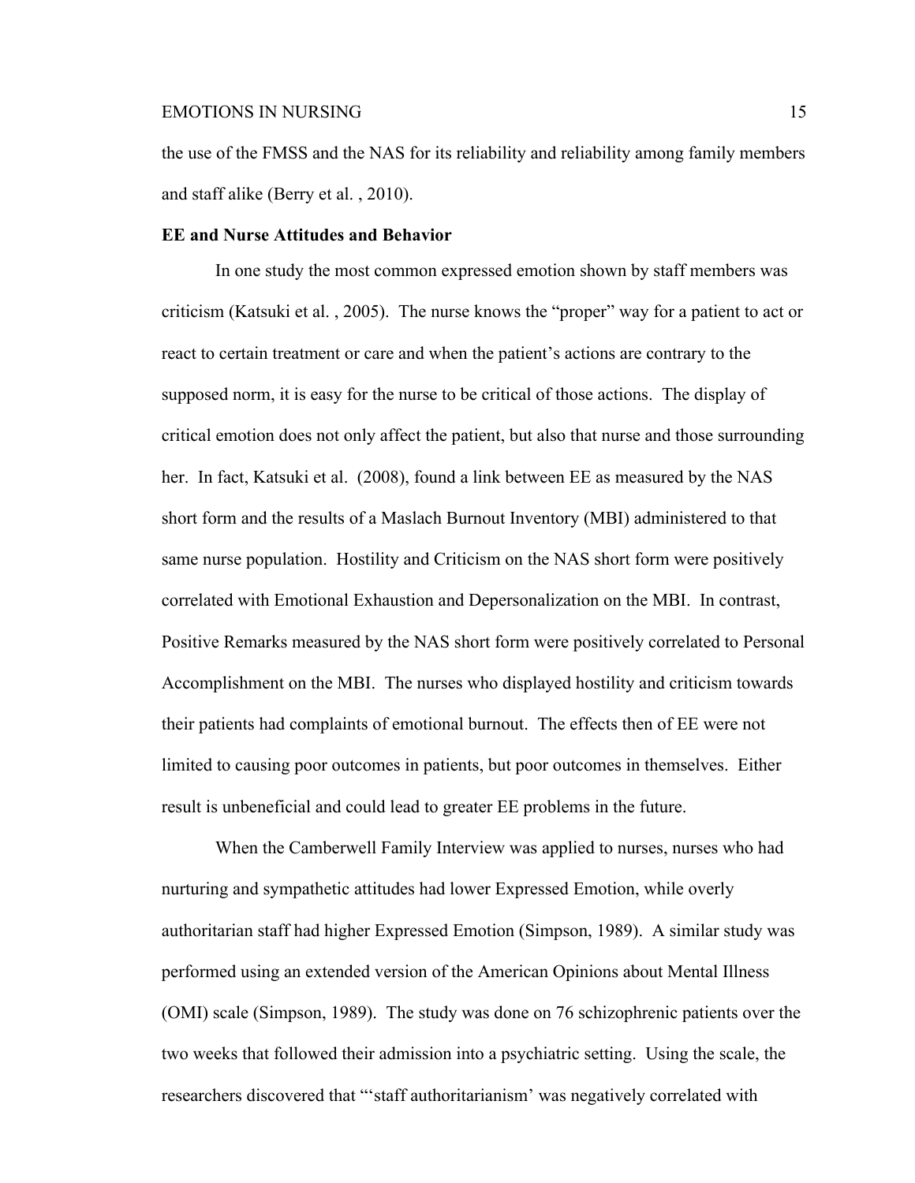the use of the FMSS and the NAS for its reliability and reliability among family members and staff alike (Berry et al. , 2010).

**EE and Nurse Attitudes and Behavior**

In one study the most common expressed emotion shown by staff members was criticism (Katsuki et al. , 2005). The nurse knows the "proper" way for a patient to act or react to certain treatment or care and when the patient's actions are contrary to the supposed norm, it is easy for the nurse to be critical of those actions. The display of critical emotion does not only affect the patient, but also that nurse and those surrounding her. In fact, Katsuki et al. (2008), found a link between EE as measured by the NAS short form and the results of a Maslach Burnout Inventory (MBI) administered to that same nurse population. Hostility and Criticism on the NAS short form were positively correlated with Emotional Exhaustion and Depersonalization on the MBI. In contrast, Positive Remarks measured by the NAS short form were positively correlated to Personal Accomplishment on the MBI. The nurses who displayed hostility and criticism towards their patients had complaints of emotional burnout. The effects then of EE were not limited to causing poor outcomes in patients, but poor outcomes in themselves. Either result is unbeneficial and could lead to greater EE problems in the future.

When the Camberwell Family Interview was applied to nurses, nurses who had nurturing and sympathetic attitudes had lower Expressed Emotion, while overly authoritarian staff had higher Expressed Emotion (Simpson, 1989). A similar study was performed using an extended version of the American Opinions about Mental Illness (OMI) scale (Simpson, 1989). The study was done on 76 schizophrenic patients over the two weeks that followed their admission into a psychiatric setting. Using the scale, the researchers discovered that "'staff authoritarianism' was negatively correlated with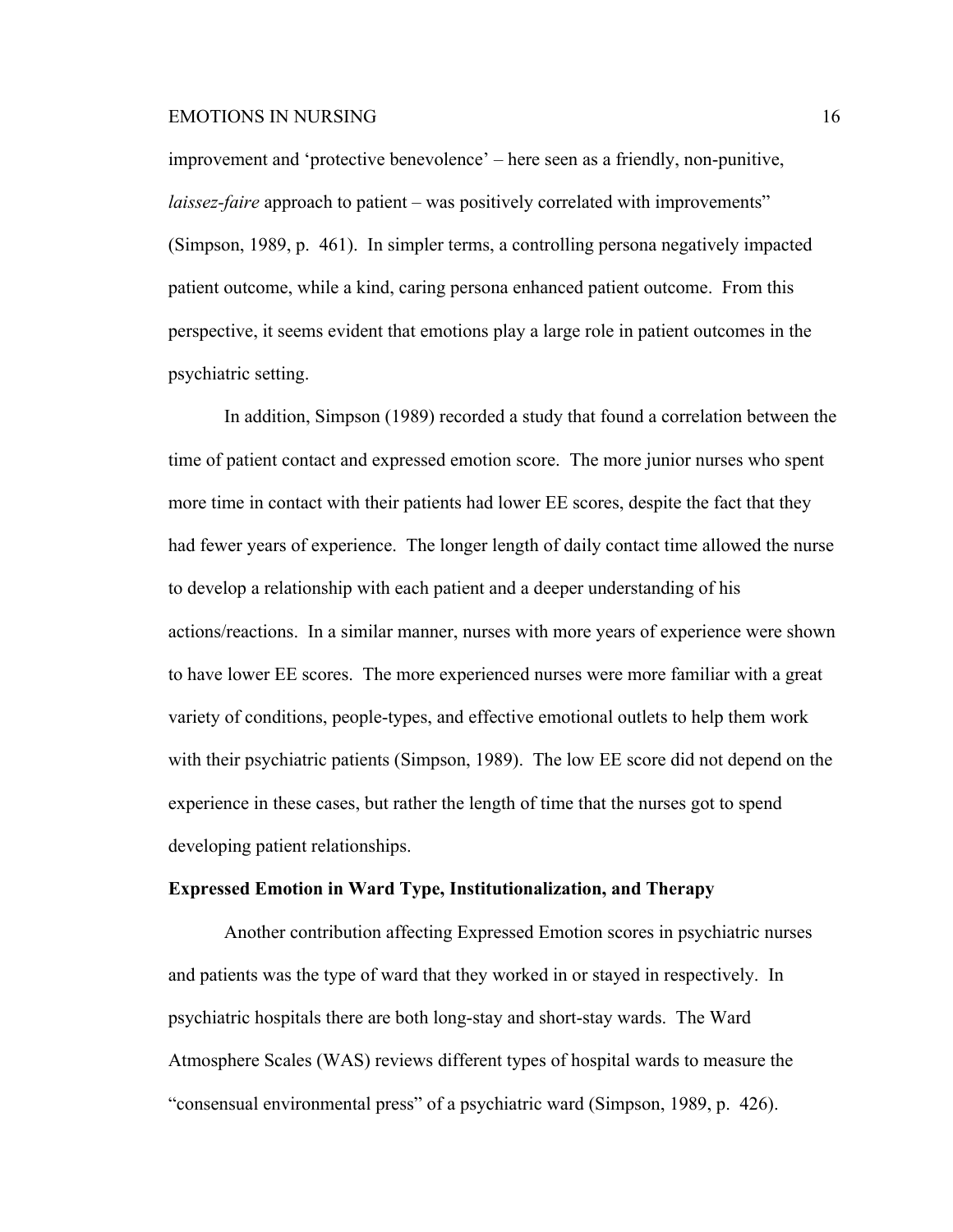improvement and 'protective benevolence' – here seen as a friendly, non-punitive, *laissez-faire* approach to patient – was positively correlated with improvements" (Simpson, 1989, p. 461). In simpler terms, a controlling persona negatively impacted patient outcome, while a kind, caring persona enhanced patient outcome. From this perspective, it seems evident that emotions play a large role in patient outcomes in the psychiatric setting.

In addition, Simpson (1989) recorded a study that found a correlation between the time of patient contact and expressed emotion score. The more junior nurses who spent more time in contact with their patients had lower EE scores, despite the fact that they had fewer years of experience. The longer length of daily contact time allowed the nurse to develop a relationship with each patient and a deeper understanding of his actions/reactions. In a similar manner, nurses with more years of experience were shown to have lower EE scores. The more experienced nurses were more familiar with a great variety of conditions, people-types, and effective emotional outlets to help them work with their psychiatric patients (Simpson, 1989). The low EE score did not depend on the experience in these cases, but rather the length of time that the nurses got to spend developing patient relationships.

**Expressed Emotion in Ward Type, Institutionalization, and Therapy**

Another contribution affecting Expressed Emotion scores in psychiatric nurses and patients was the type of ward that they worked in or stayed in respectively. In psychiatric hospitals there are both long-stay and short-stay wards. The Ward Atmosphere Scales (WAS) reviews different types of hospital wards to measure the "consensual environmental press" of a psychiatric ward (Simpson, 1989, p. 426).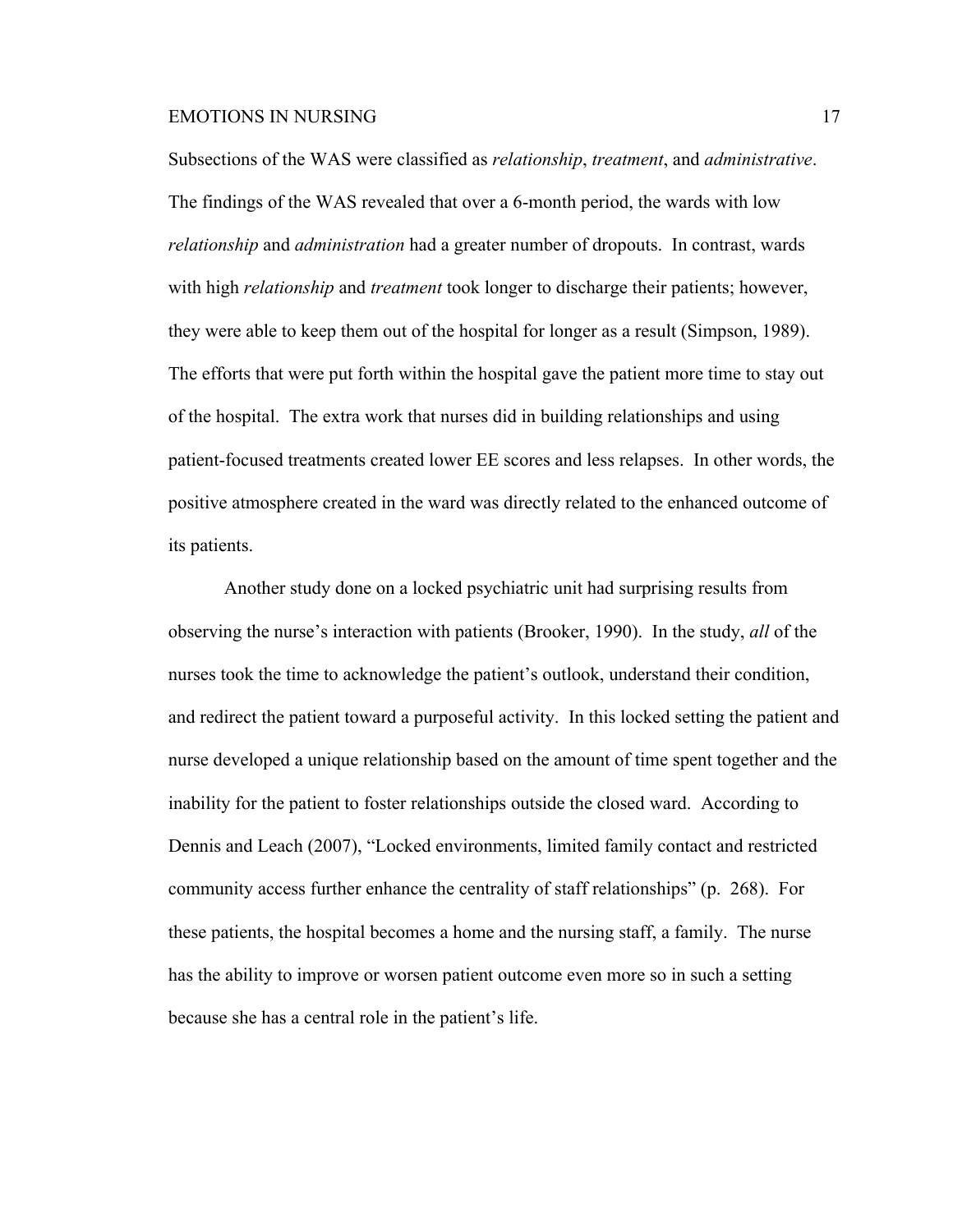Subsections of the WAS were classified as *relationship*, *treatment*, and *administrative*. The findings of the WAS revealed that over a 6-month period, the wards with low *relationship* and *administration* had a greater number of dropouts. In contrast, wards with high *relationship* and *treatment* took longer to discharge their patients; however, they were able to keep them out of the hospital for longer as a result (Simpson, 1989). The efforts that were put forth within the hospital gave the patient more time to stay out of the hospital. The extra work that nurses did in building relationships and using patient-focused treatments created lower EE scores and less relapses. In other words, the positive atmosphere created in the ward was directly related to the enhanced outcome of its patients.

Another study done on a locked psychiatric unit had surprising results from observing the nurse's interaction with patients (Brooker, 1990). In the study, *all* of the nurses took the time to acknowledge the patient's outlook, understand their condition, and redirect the patient toward a purposeful activity. In this locked setting the patient and nurse developed a unique relationship based on the amount of time spent together and the inability for the patient to foster relationships outside the closed ward. According to Dennis and Leach (2007), "Locked environments, limited family contact and restricted community access further enhance the centrality of staff relationships" (p. 268). For these patients, the hospital becomes a home and the nursing staff, a family. The nurse has the ability to improve or worsen patient outcome even more so in such a setting because she has a central role in the patient's life.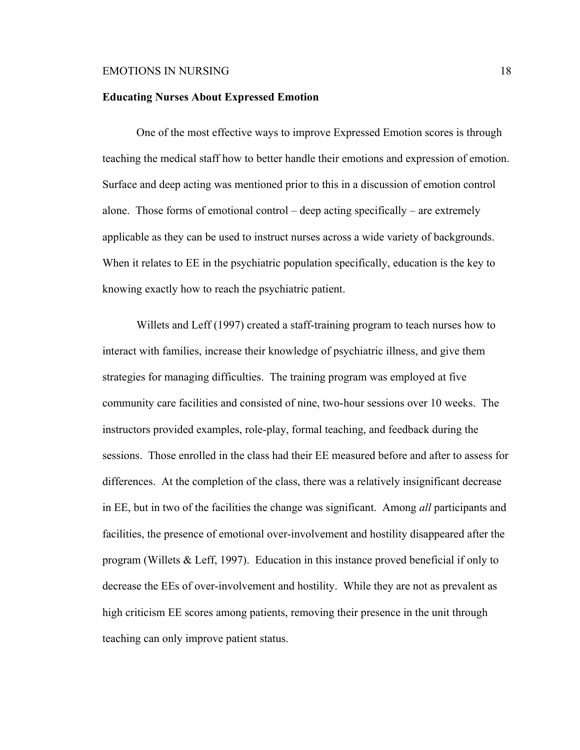**Educating Nurses About Expressed Emotion**

One of the most effective ways to improve Expressed Emotion scores is through teaching the medical staff how to better handle their emotions and expression of emotion. Surface and deep acting was mentioned prior to this in a discussion of emotion control alone. Those forms of emotional control – deep acting specifically – are extremely applicable as they can be used to instruct nurses across a wide variety of backgrounds. When it relates to EE in the psychiatric population specifically, education is the key to knowing exactly how to reach the psychiatric patient.

Willets and Leff (1997) created a staff-training program to teach nurses how to interact with families, increase their knowledge of psychiatric illness, and give them strategies for managing difficulties. The training program was employed at five community care facilities and consisted of nine, two-hour sessions over 10 weeks. The instructors provided examples, role-play, formal teaching, and feedback during the sessions. Those enrolled in the class had their EE measured before and after to assess for differences. At the completion of the class, there was a relatively insignificant decrease in EE, but in two of the facilities the change was significant. Among *all* participants and facilities, the presence of emotional over-involvement and hostility disappeared after the program (Willets & Leff, 1997). Education in this instance proved beneficial if only to decrease the EEs of over-involvement and hostility. While they are not as prevalent as high criticism EE scores among patients, removing their presence in the unit through teaching can only improve patient status.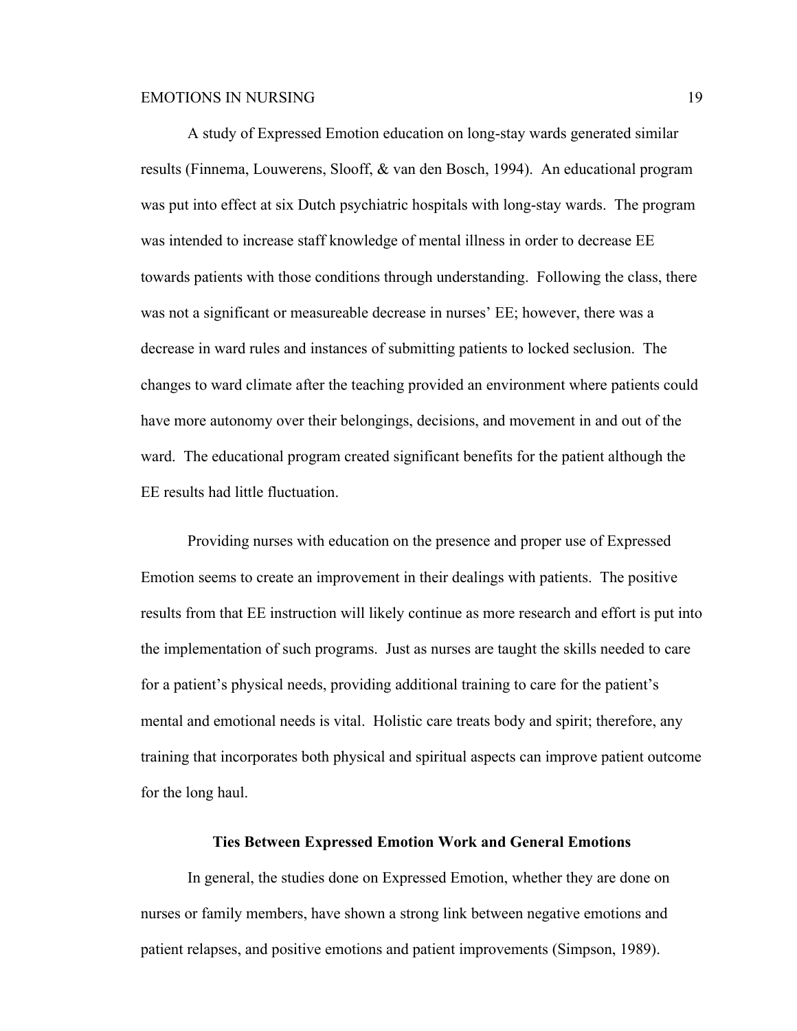A study of Expressed Emotion education on long-stay wards generated similar results (Finnema, Louwerens, Slooff, & van den Bosch, 1994). An educational program was put into effect at six Dutch psychiatric hospitals with long-stay wards. The program was intended to increase staff knowledge of mental illness in order to decrease EE towards patients with those conditions through understanding. Following the class, there was not a significant or measureable decrease in nurses' EE; however, there was a decrease in ward rules and instances of submitting patients to locked seclusion. The changes to ward climate after the teaching provided an environment where patients could have more autonomy over their belongings, decisions, and movement in and out of the ward. The educational program created significant benefits for the patient although the EE results had little fluctuation.

Providing nurses with education on the presence and proper use of Expressed Emotion seems to create an improvement in their dealings with patients. The positive results from that EE instruction will likely continue as more research and effort is put into the implementation of such programs. Just as nurses are taught the skills needed to care for a patient's physical needs, providing additional training to care for the patient's mental and emotional needs is vital. Holistic care treats body and spirit; therefore, any training that incorporates both physical and spiritual aspects can improve patient outcome for the long haul.

## Ties Between Expressed Emotion Work and General Emotions

In general, the studies done on Expressed Emotion, whether they are done on nurses or family members, have shown a strong link between negative emotions and patient relapses, and positive emotions and patient improvements (Simpson, 1989).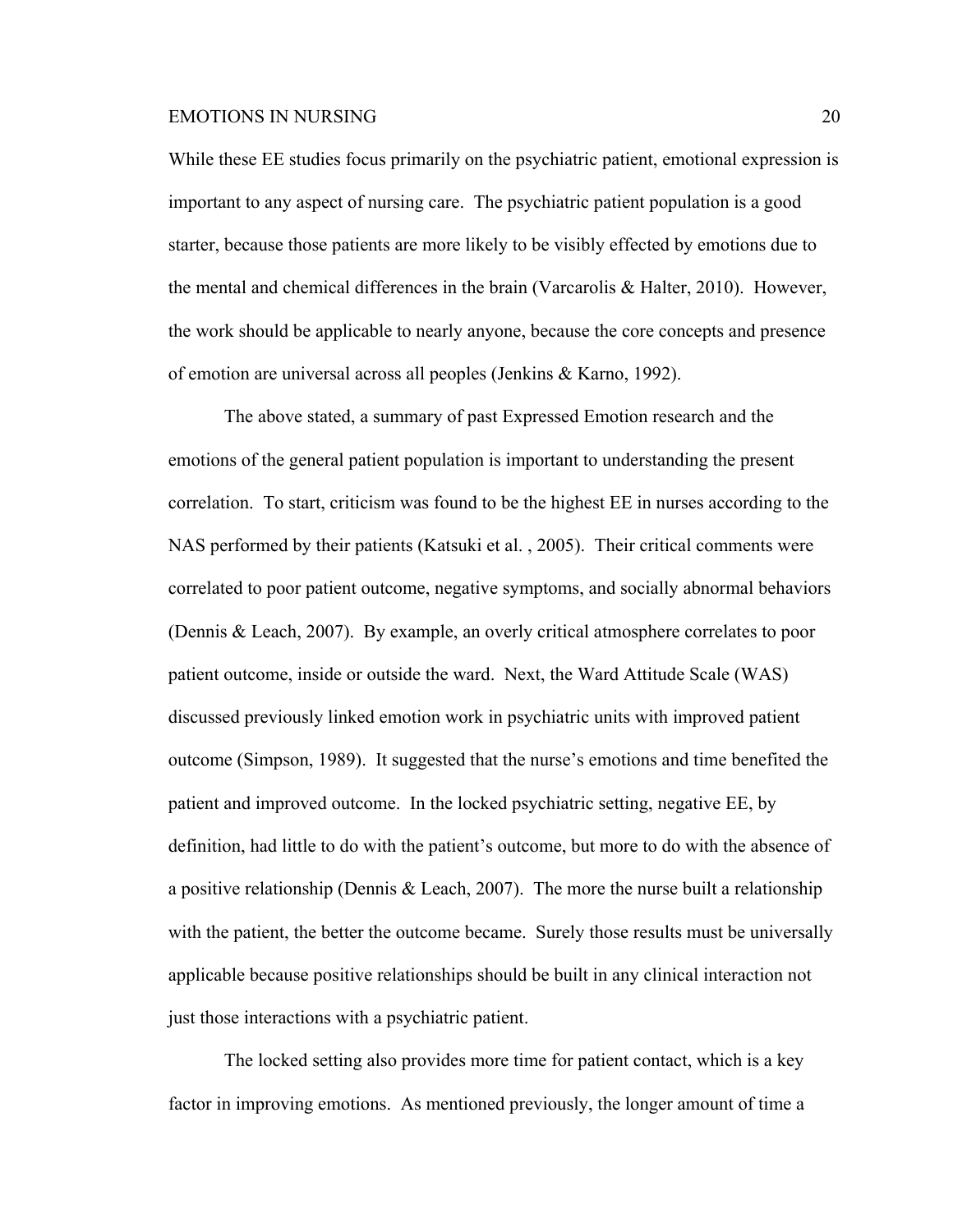While these EE studies focus primarily on the psychiatric patient, emotional expression is important to any aspect of nursing care. The psychiatric patient population is a good starter, because those patients are more likely to be visibly effected by emotions due to the mental and chemical differences in the brain (Varcarolis & Halter, 2010). However, the work should be applicable to nearly anyone, because the core concepts and presence of emotion are universal across all peoples (Jenkins & Karno, 1992).

The above stated, a summary of past Expressed Emotion research and the emotions of the general patient population is important to understanding the present correlation. To start, criticism was found to be the highest EE in nurses according to the NAS performed by their patients (Katsuki et al. , 2005). Their critical comments were correlated to poor patient outcome, negative symptoms, and socially abnormal behaviors (Dennis & Leach, 2007). By example, an overly critical atmosphere correlates to poor patient outcome, inside or outside the ward. Next, the Ward Attitude Scale (WAS) discussed previously linked emotion work in psychiatric units with improved patient outcome (Simpson, 1989). It suggested that the nurse's emotions and time benefited the patient and improved outcome. In the locked psychiatric setting, negative EE, by definition, had little to do with the patient's outcome, but more to do with the absence of a positive relationship (Dennis & Leach, 2007). The more the nurse built a relationship with the patient, the better the outcome became. Surely those results must be universally applicable because positive relationships should be built in any clinical interaction not just those interactions with a psychiatric patient.

The locked setting also provides more time for patient contact, which is a key factor in improving emotions. As mentioned previously, the longer amount of time a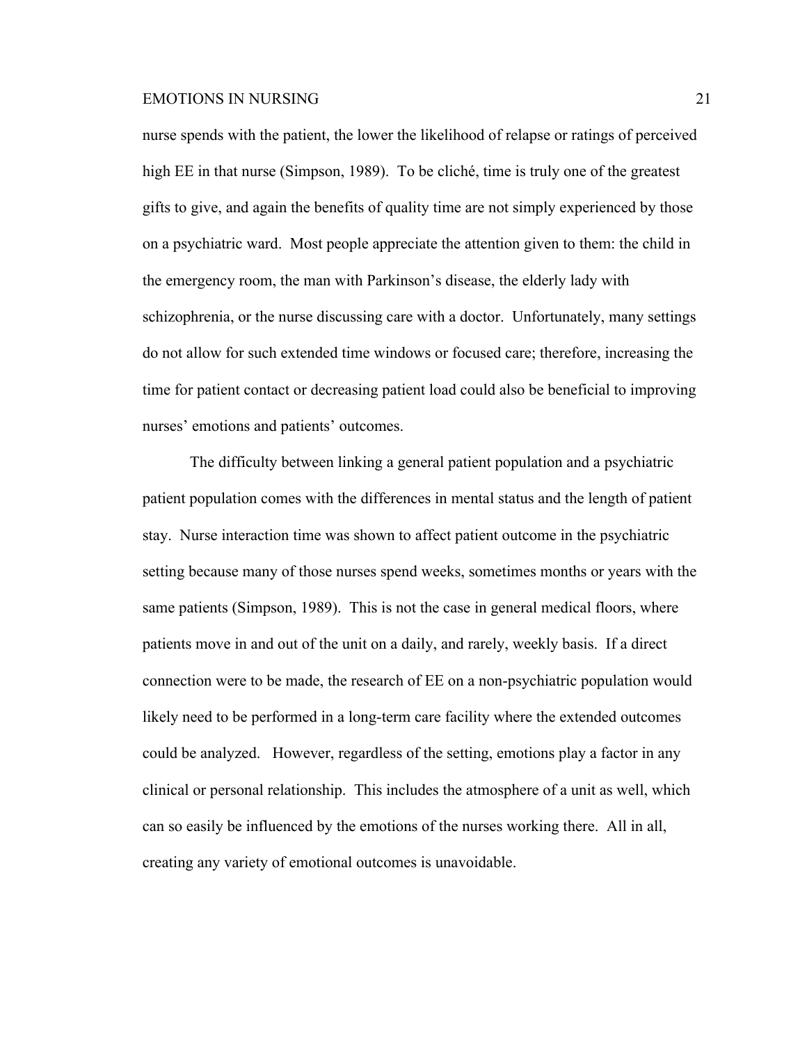nurse spends with the patient, the lower the likelihood of relapse or ratings of perceived high EE in that nurse (Simpson, 1989). To be cliché, time is truly one of the greatest gifts to give, and again the benefits of quality time are not simply experienced by those on a psychiatric ward. Most people appreciate the attention given to them: the child in the emergency room, the man with Parkinson's disease, the elderly lady with schizophrenia, or the nurse discussing care with a doctor. Unfortunately, many settings do not allow for such extended time windows or focused care; therefore, increasing the time for patient contact or decreasing patient load could also be beneficial to improving nurses' emotions and patients' outcomes.

The difficulty between linking a general patient population and a psychiatric patient population comes with the differences in mental status and the length of patient stay. Nurse interaction time was shown to affect patient outcome in the psychiatric setting because many of those nurses spend weeks, sometimes months or years with the same patients (Simpson, 1989). This is not the case in general medical floors, where patients move in and out of the unit on a daily, and rarely, weekly basis. If a direct connection were to be made, the research of EE on a non-psychiatric population would likely need to be performed in a long-term care facility where the extended outcomes could be analyzed. However, regardless of the setting, emotions play a factor in any clinical or personal relationship. This includes the atmosphere of a unit as well, which can so easily be influenced by the emotions of the nurses working there. All in all, creating any variety of emotional outcomes is unavoidable.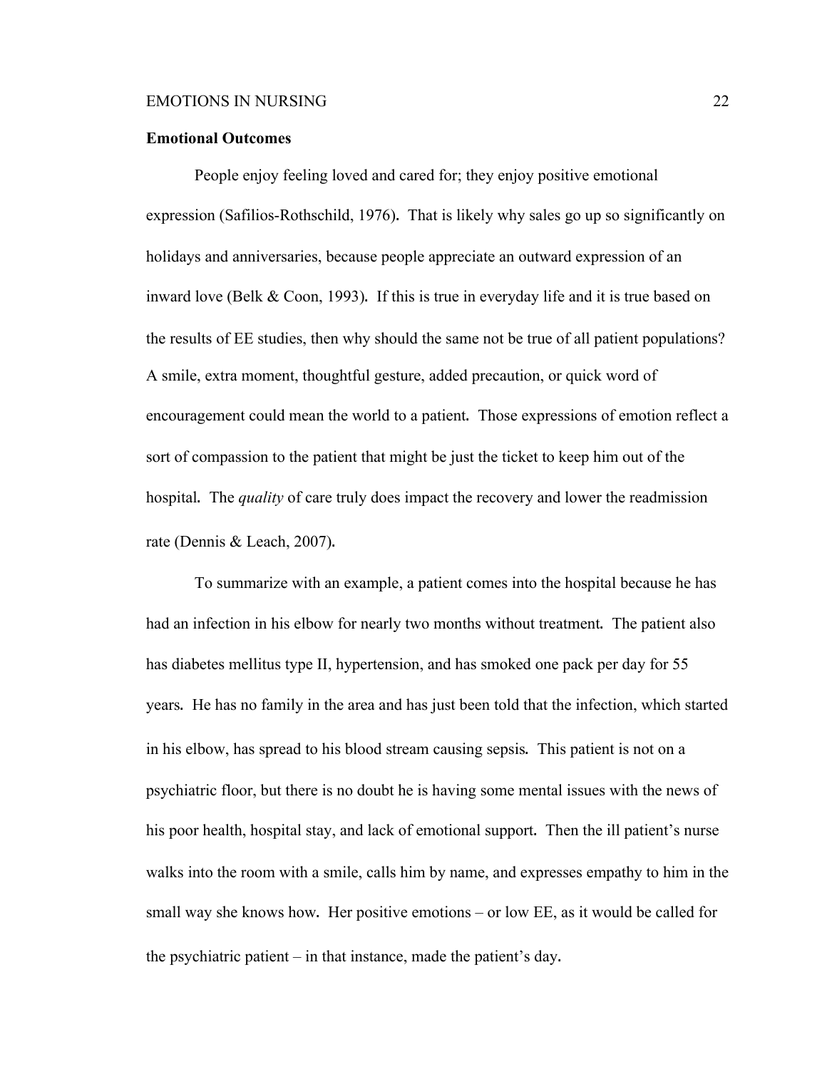**Emotional Outcomes**

People enjoy feeling loved and cared for; they enjoy positive emotional expression (Safilios-Rothschild, 1976). That is likely why sales go up so significantly on holidays and anniversaries, because people appreciate an outward expression of an inward love (Belk & Coon, 1993). If this is true in everyday life and it is true based on the results of EE studies, then why should the same not be true of all patient populations? A smile, extra moment, thoughtful gesture, added precaution, or quick word of encouragement could mean the world to a patient. Those expressions of emotion reflect a sort of compassion to the patient that might be just the ticket to keep him out of the hospital. The *quality* of care truly does impact the recovery and lower the readmission rate (Dennis & Leach, 2007).

To summarize with an example, a patient comes into the hospital because he has had an infection in his elbow for nearly two months without treatment. The patient also has diabetes mellitus type II, hypertension, and has smoked one pack per day for 55 years. He has no family in the area and has just been told that the infection, which started in his elbow, has spread to his blood stream causing sepsis. This patient is not on a psychiatric floor, but there is no doubt he is having some mental issues with the news of his poor health, hospital stay, and lack of emotional support. Then the ill patient's nurse walks into the room with a smile, calls him by name, and expresses empathy to him in the small way she knows how. Her positive emotions – or low EE, as it would be called for the psychiatric patient – in that instance, made the patient's day.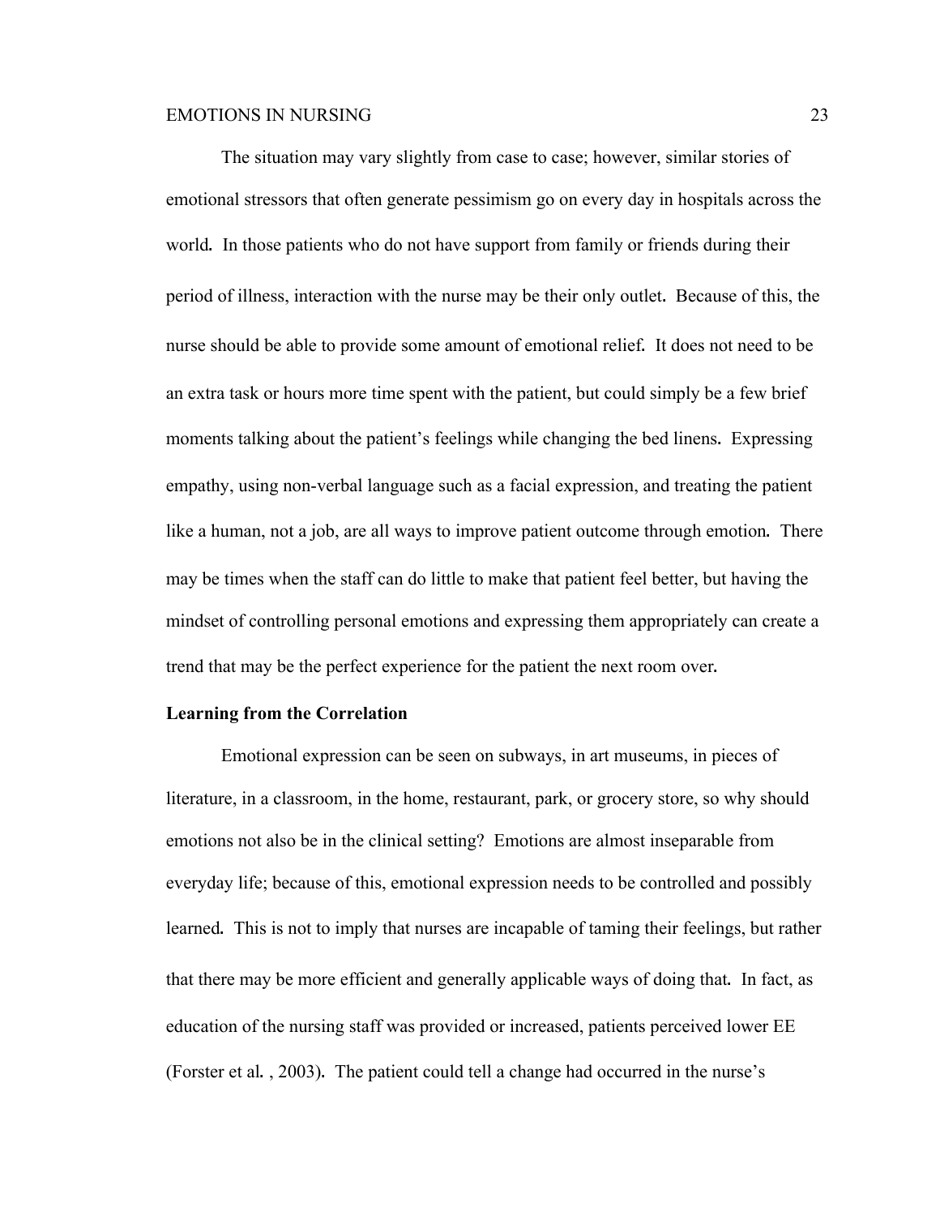The situation may vary slightly from case to case; however, similar stories of emotional stressors that often generate pessimism go on every day in hospitals across the world. In those patients who do not have support from family or friends during their period of illness, interaction with the nurse may be their only outlet. Because of this, the nurse should be able to provide some amount of emotional relief. It does not need to be an extra task or hours more time spent with the patient, but could simply be a few brief moments talking about the patient's feelings while changing the bed linens. Expressing empathy, using non-verbal language such as a facial expression, and treating the patient like a human, not a job, are all ways to improve patient outcome through emotion. There may be times when the staff can do little to make that patient feel better, but having the mindset of controlling personal emotions and expressing them appropriately can create a trend that may be the perfect experience for the patient the next room over.

**Learning from the Correlation**

Emotional expression can be seen on subways, in art museums, in pieces of literature, in a classroom, in the home, restaurant, park, or grocery store, so why should emotions not also be in the clinical setting? Emotions are almost inseparable from everyday life; because of this, emotional expression needs to be controlled and possibly learned. This is not to imply that nurses are incapable of taming their feelings, but rather that there may be more efficient and generally applicable ways of doing that. In fact, as education of the nursing staff was provided or increased, patients perceived lower EE (Forster et al. , 2003). The patient could tell a change had occurred in the nurse's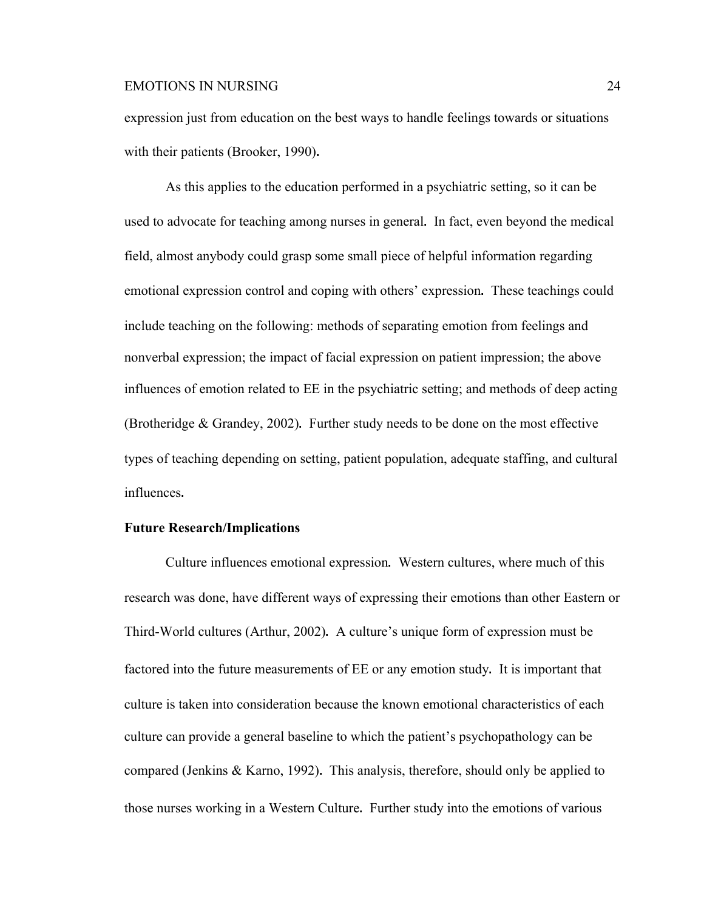expression just from education on the best ways to handle feelings towards or situations with their patients (Brooker, 1990).

As this applies to the education performed in a psychiatric setting, so it can be used to advocate for teaching among nurses in general. In fact, even beyond the medical field, almost anybody could grasp some small piece of helpful information regarding emotional expression control and coping with others' expression. These teachings could include teaching on the following: methods of separating emotion from feelings and nonverbal expression; the impact of facial expression on patient impression; the above influences of emotion related to EE in the psychiatric setting; and methods of deep acting (Brotheridge & Grandey, 2002). Further study needs to be done on the most effective types of teaching depending on setting, patient population, adequate staffing, and cultural influences.

**Future Research/Implications**

Culture influences emotional expression. Western cultures, where much of this research was done, have different ways of expressing their emotions than other Eastern or Third-World cultures (Arthur, 2002). A culture's unique form of expression must be factored into the future measurements of EE or any emotion study. It is important that culture is taken into consideration because the known emotional characteristics of each culture can provide a general baseline to which the patient's psychopathology can be compared (Jenkins & Karno, 1992). This analysis, therefore, should only be applied to those nurses working in a Western Culture. Further study into the emotions of various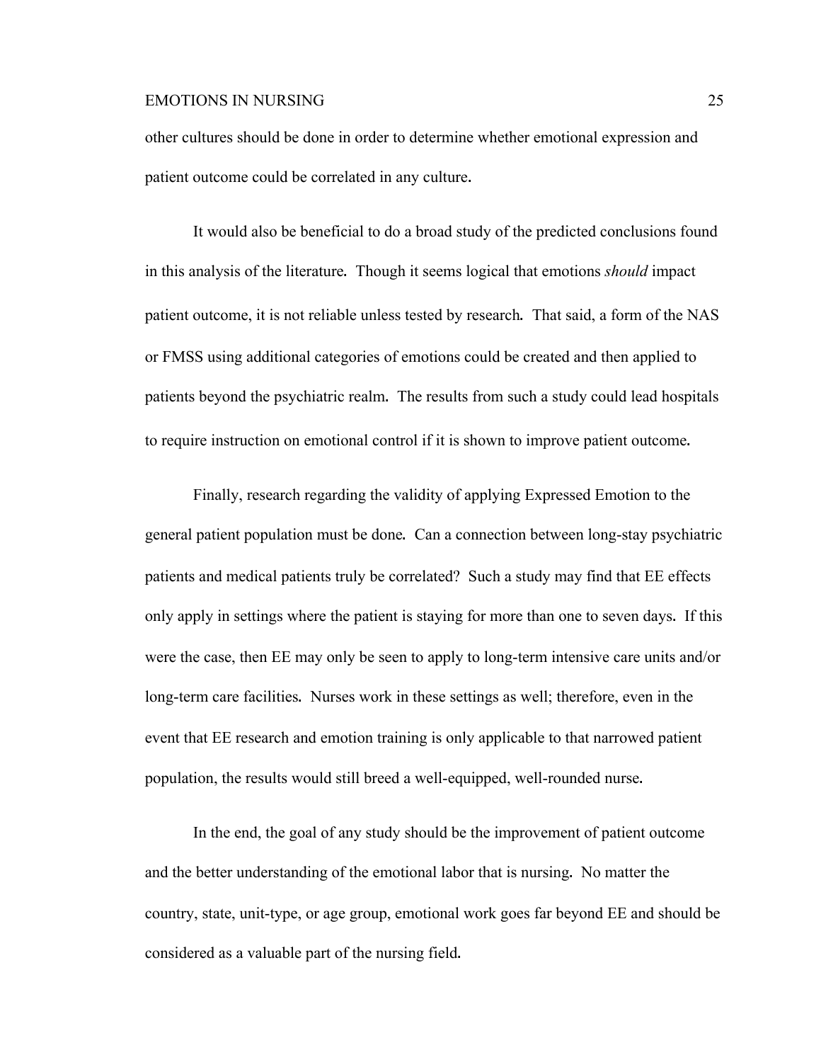other cultures should be done in order to determine whether emotional expression and patient outcome could be correlated in any culture.

It would also be beneficial to do a broad study of the predicted conclusions found in this analysis of the literature. Though it seems logical that emotions *should* impact patient outcome, it is not reliable unless tested by research. That said, a form of the NAS or FMSS using additional categories of emotions could be created and then applied to patients beyond the psychiatric realm. The results from such a study could lead hospitals to require instruction on emotional control if it is shown to improve patient outcome.

Finally, research regarding the validity of applying Expressed Emotion to the general patient population must be done. Can a connection between long-stay psychiatric patients and medical patients truly be correlated? Such a study may find that EE effects only apply in settings where the patient is staying for more than one to seven days. If this were the case, then EE may only be seen to apply to long-term intensive care units and/or long-term care facilities. Nurses work in these settings as well; therefore, even in the event that EE research and emotion training is only applicable to that narrowed patient population, the results would still breed a well-equipped, well-rounded nurse.

In the end, the goal of any study should be the improvement of patient outcome and the better understanding of the emotional labor that is nursing. No matter the country, state, unit-type, or age group, emotional work goes far beyond EE and should be considered as a valuable part of the nursing field.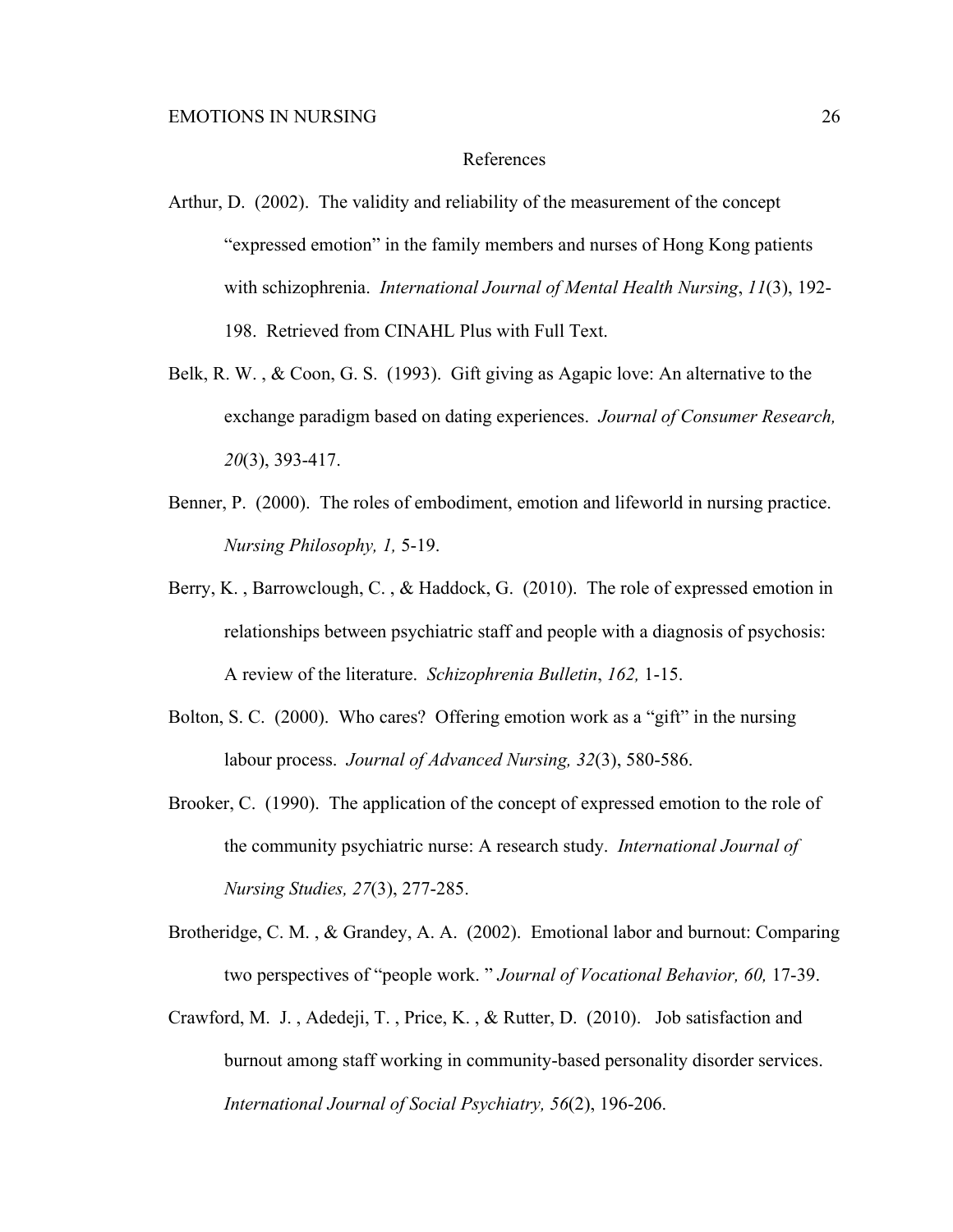# References

Arthur, D. (2002). The validity and reliability of the measurement of the concept "expressed emotion" in the family members and nurses of Hong Kong patients with schizophrenia. *International Journal of Mental Health Nursing*, *11*(3), 192-198. Retrieved from CINAHL Plus with Full Text.

Belk, R. W. , & Coon, G. S. (1993). Gift giving as Agapic love: An alternative to the exchange paradigm based on dating experiences. *Journal of Consumer Research, 20*(3), 393-417.

Benner, P. (2000). The roles of embodiment, emotion and lifeworld in nursing practice. *Nursing Philosophy, 1,* 5-19.

Berry, K. , Barrowclough, C. , & Haddock, G. (2010). The role of expressed emotion in relationships between psychiatric staff and people with a diagnosis of psychosis: A review of the literature. *Schizophrenia Bulletin*, *162,* 1-15.

Bolton, S. C. (2000). Who cares? Offering emotion work as a "gift" in the nursing labour process. *Journal of Advanced Nursing, 32*(3), 580-586.

Brooker, C. (1990). The application of the concept of expressed emotion to the role of the community psychiatric nurse: A research study. *International Journal of Nursing Studies, 27*(3), 277-285.

Brotheridge, C. M. , & Grandey, A. A. (2002). Emotional labor and burnout: Comparing two perspectives of "people work. " *Journal of Vocational Behavior, 60,* 17-39.

Crawford, M. J. , Adedeji, T. , Price, K. , & Rutter, D. (2010). Job satisfaction and burnout among staff working in community-based personality disorder services. *International Journal of Social Psychiatry, 56*(2), 196-206.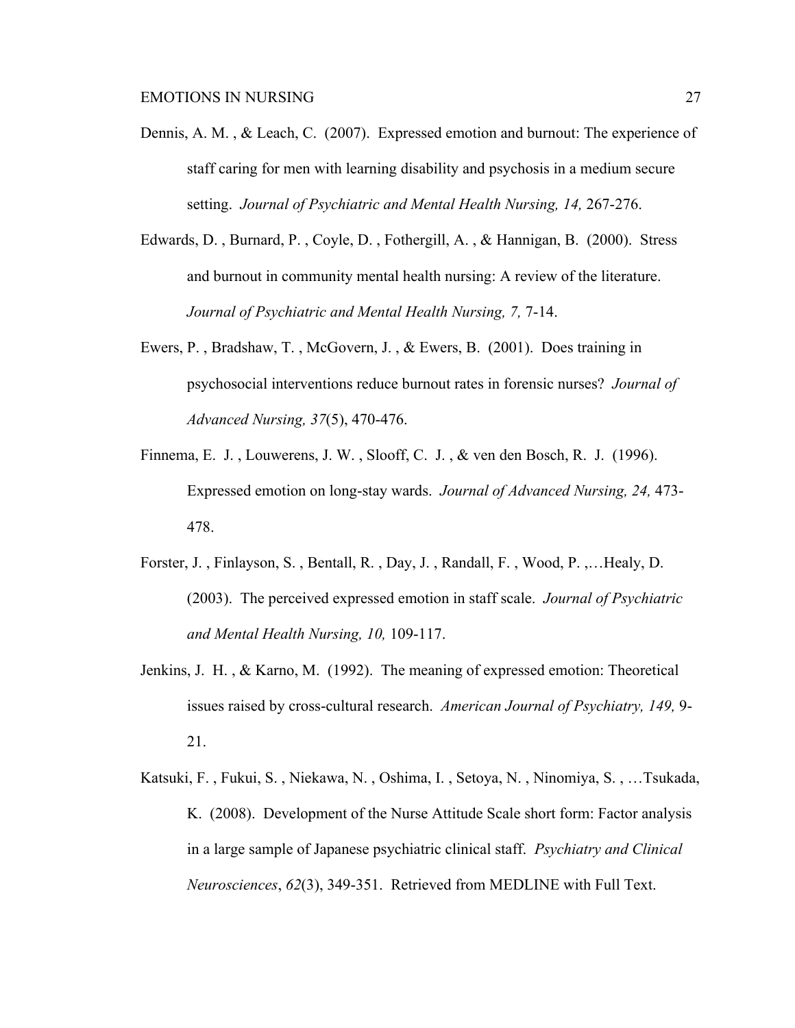Dennis, A. M. , & Leach, C. (2007). Expressed emotion and burnout: The experience of staff caring for men with learning disability and psychosis in a medium secure setting. *Journal of Psychiatric and Mental Health Nursing, 14,* 267-276.

Edwards, D. , Burnard, P. , Coyle, D. , Fothergill, A. , & Hannigan, B. (2000). Stress and burnout in community mental health nursing: A review of the literature. *Journal of Psychiatric and Mental Health Nursing, 7,* 7-14.

Ewers, P. , Bradshaw, T. , McGovern, J. , & Ewers, B. (2001). Does training in psychosocial interventions reduce burnout rates in forensic nurses? *Journal of Advanced Nursing, 37*(5), 470-476.

Finnema, E. J. , Louwerens, J. W. , Slooff, C. J. , & ven den Bosch, R. J. (1996). Expressed emotion on long-stay wards. *Journal of Advanced Nursing, 24,* 473-478.

Forster, J. , Finlayson, S. , Bentall, R. , Day, J. , Randall, F. , Wood, P. ,…Healy, D. (2003). The perceived expressed emotion in staff scale. *Journal of Psychiatric and Mental Health Nursing, 10,* 109-117.

Jenkins, J. H. , & Karno, M. (1992). The meaning of expressed emotion: Theoretical issues raised by cross-cultural research. *American Journal of Psychiatry, 149,* 9-21.

Katsuki, F. , Fukui, S. , Niekawa, N. , Oshima, I. , Setoya, N. , Ninomiya, S. , …Tsukada, K. (2008). Development of the Nurse Attitude Scale short form: Factor analysis in a large sample of Japanese psychiatric clinical staff. *Psychiatry and Clinical Neurosciences*, *62*(3), 349-351. Retrieved from MEDLINE with Full Text.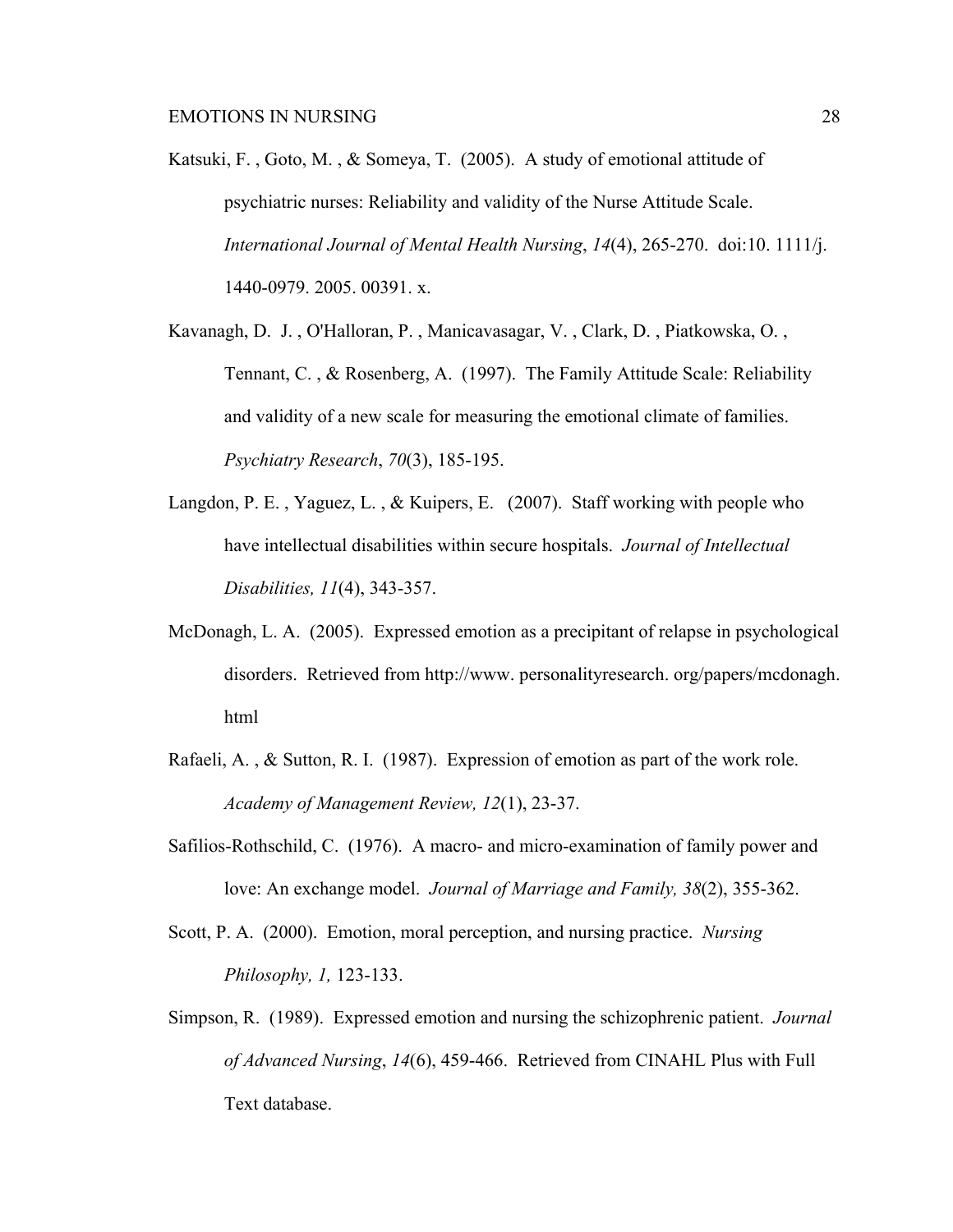Katsuki, F. , Goto, M. , & Someya, T. (2005). A study of emotional attitude of psychiatric nurses: Reliability and validity of the Nurse Attitude Scale. *International Journal of Mental Health Nursing*, *14*(4), 265-270. doi:10. 1111/j. 1440-0979. 2005. 00391. x.

Kavanagh, D. J. , O'Halloran, P. , Manicavasagar, V. , Clark, D. , Piatkowska, O. , Tennant, C. , & Rosenberg, A. (1997). The Family Attitude Scale: Reliability and validity of a new scale for measuring the emotional climate of families. *Psychiatry Research*, *70*(3), 185-195.

Langdon, P. E. , Yaguez, L. , & Kuipers, E. (2007). Staff working with people who have intellectual disabilities within secure hospitals. *Journal of Intellectual Disabilities, 11*(4), 343-357.

McDonagh, L. A. (2005). Expressed emotion as a precipitant of relapse in psychological disorders. Retrieved from http://www. personalityresearch. org/papers/mcdonagh. html

Rafaeli, A. , & Sutton, R. I. (1987). Expression of emotion as part of the work role. *Academy of Management Review, 12*(1), 23-37.

Safilios-Rothschild, C. (1976). A macro- and micro-examination of family power and love: An exchange model. *Journal of Marriage and Family, 38*(2), 355-362.

Scott, P. A. (2000). Emotion, moral perception, and nursing practice. *Nursing Philosophy, 1,* 123-133.

Simpson, R. (1989). Expressed emotion and nursing the schizophrenic patient. *Journal of Advanced Nursing*, *14*(6), 459-466. Retrieved from CINAHL Plus with Full Text database.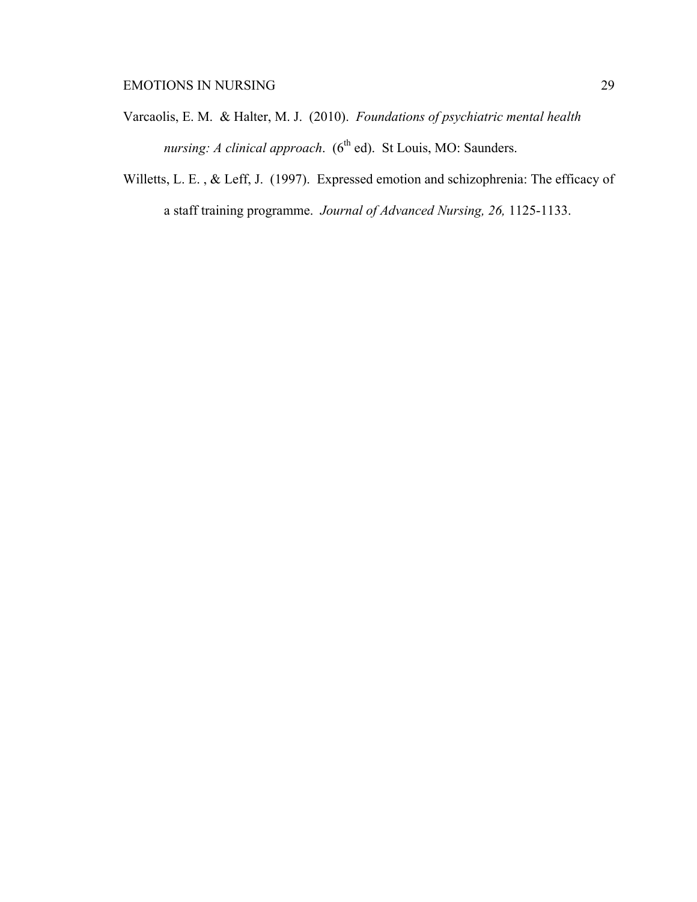Varcaolis, E. M.  & Halter, M. J.  (2010).  *Foundations of psychiatric mental health nursing: A clinical approach*.  (6th ed).  St Louis, MO: Saunders.

Willetts, L. E. , & Leff, J.  (1997).  Expressed emotion and schizophrenia: The efficacy of a staff training programme.  *Journal of Advanced Nursing, 26,* 1125-1133.